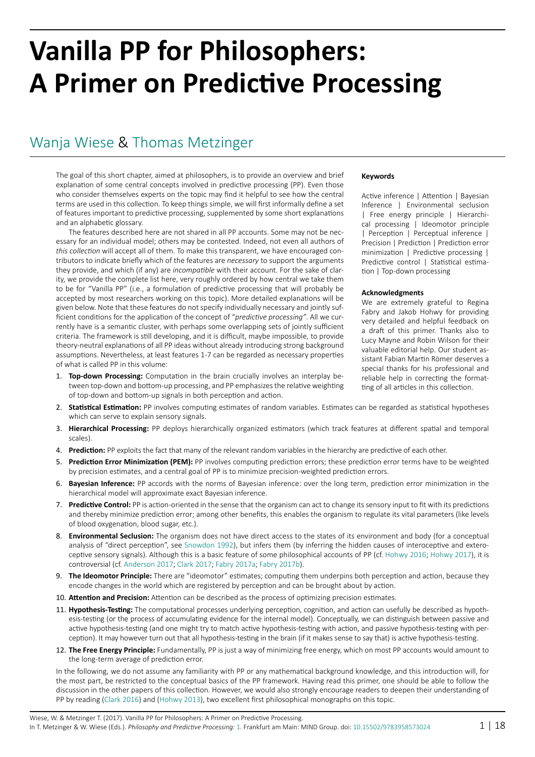# Vanilla PP for Philosophers: A Primer on Predictive Processing

## Wanja Wiese & Thomas Metzinger

The goal of this short chapter, aimed at philosophers, is to provide an overview and brief explanation of some central concepts involved in predictive processing (PP). Even those who consider themselves experts on the topic may find it helpful to see how the central terms are used in this collection. To keep things simple, we will first informally define a set of features important to predictive processing, supplemented by some short explanations and an alphabetic glossary.

The features described here are not shared in all PP accounts. Some may not be necessary for an individual model; others may be contested. Indeed, not even all authors of *this collection* will accept all of them. To make this transparent, we have encouraged contributors to indicate briefly which of the features are *necessary* to support the arguments they provide, and which (if any) are *incompatible* with their account. For the sake of clarity, we provide the complete list here, very roughly ordered by how central we take them to be for "Vanilla PP" (i.e., a formulation of predictive processing that will probably be accepted by most researchers working on this topic). More detailed explanations will be given below. Note that these features do not specify individually necessary and jointly sufficient conditions for the application of the concept of "*predictive processing"*. All we currently have is a semantic cluster, with perhaps some overlapping sets of jointly sufficient criteria. The framework is still developing, and it is difficult, maybe impossible, to provide theory-neutral explanations of all PP ideas without already introducing strong background assumptions. Nevertheless, at least features 1-7 can be regarded as necessary properties of what is called PP in this volume:

1. **Top-down Processing:** Computation in the brain crucially involves an interplay between top-down and bottom-up processing, and PP emphasizes the relative weighting of top-down and bottom-up signals in both perception and action.
2. **Statistical Estimation:** PP involves computing estimates of random variables. Estimates can be regarded as statistical hypotheses which can serve to explain sensory signals.
3. **Hierarchical Processing:** PP deploys hierarchically organized estimators (which track features at different spatial and temporal scales).
4. **Prediction:** PP exploits the fact that many of the relevant random variables in the hierarchy are predictive of each other.
5. **Prediction Error Minimization (PEM):** PP involves computing prediction errors; these prediction error terms have to be weighted by precision estimates, and a central goal of PP is to minimize precision-weighted prediction errors.
6. **Bayesian Inference:** PP accords with the norms of Bayesian inference: over the long term, prediction error minimization in the hierarchical model will approximate exact Bayesian inference.
7. **Predictive Control:** PP is action-oriented in the sense that the organism can act to change its sensory input to fit with its predictions and thereby minimize prediction error; among other benefits, this enables the organism to regulate its vital parameters (like levels of blood oxygenation, blood sugar, etc.).
8. **Environmental Seclusion:** The organism does not have direct access to the states of its environment and body (for a conceptual analysis of "direct perception", see Snowdon 1992), but infers them (by inferring the hidden causes of interoceptive and exteroceptive sensory signals). Although this is a basic feature of some philosophical accounts of PP (cf. Hohwy 2016; Hohwy 2017), it is controversial (cf. Anderson 2017; Clark 2017; Fabry 2017a; Fabry 2017b).
9. **The Ideomotor Principle:** There are "ideomotor" estimates; computing them underpins both perception and action, because they encode changes in the world which are registered by perception and can be brought about by action.
10. **Attention and Precision:** Attention can be described as the process of optimizing precision estimates.
11. **Hypothesis-Testing:** The computational processes underlying perception, cognition, and action can usefully be described as hypothesis-testing (or the process of accumulating evidence for the internal model). Conceptually, we can distinguish between passive and active hypothesis-testing (and one might try to match active hypothesis-testing with action, and passive hypothesis-testing with perception). It may however turn out that all hypothesis-testing in the brain (if it makes sense to say that) is active hypothesis-testing.
12. **The Free Energy Principle:** Fundamentally, PP is just a way of minimizing free energy, which on most PP accounts would amount to the long-term average of prediction error.

In the following, we do not assume any familiarity with PP or any mathematical background knowledge, and this introduction will, for the most part, be restricted to the conceptual basics of the PP framework. Having read this primer, one should be able to follow the discussion in the other papers of this collection. However, we would also strongly encourage readers to deepen their understanding of PP by reading (Clark 2016) and (Hohwy 2013), two excellent first philosophical monographs on this topic.

#### Keywords

Active inference | Attention | Bayesian Inference | Environmental seclusion | Free energy principle | Hierarchical processing | Ideomotor principle | Perception | Perceptual inference | Precision | Prediction | Prediction error minimization | Predictive processing | Predictive control | Statistical estimation | Top-down processing

#### Acknowledgments

We are extremely grateful to Regina Fabry and Jakob Hohwy for providing very detailed and helpful feedback on a draft of this primer. Thanks also to Lucy Mayne and Robin Wilson for their valuable editorial help. Our student assistant Fabian Martin Römer deserves a special thanks for his professional and reliable help in correcting the formatting of all articles in this collection.

Wiese, W. & Metzinger T. (2017). Vanilla PP for Philosophers: A Primer on Predictive Processing.
In T. Metzinger & W. Wiese (Eds.). *Philosophy and Predictive Processing:* 1. Frankfurt am Main: MIND Group. doi: 10.15502/9783958573024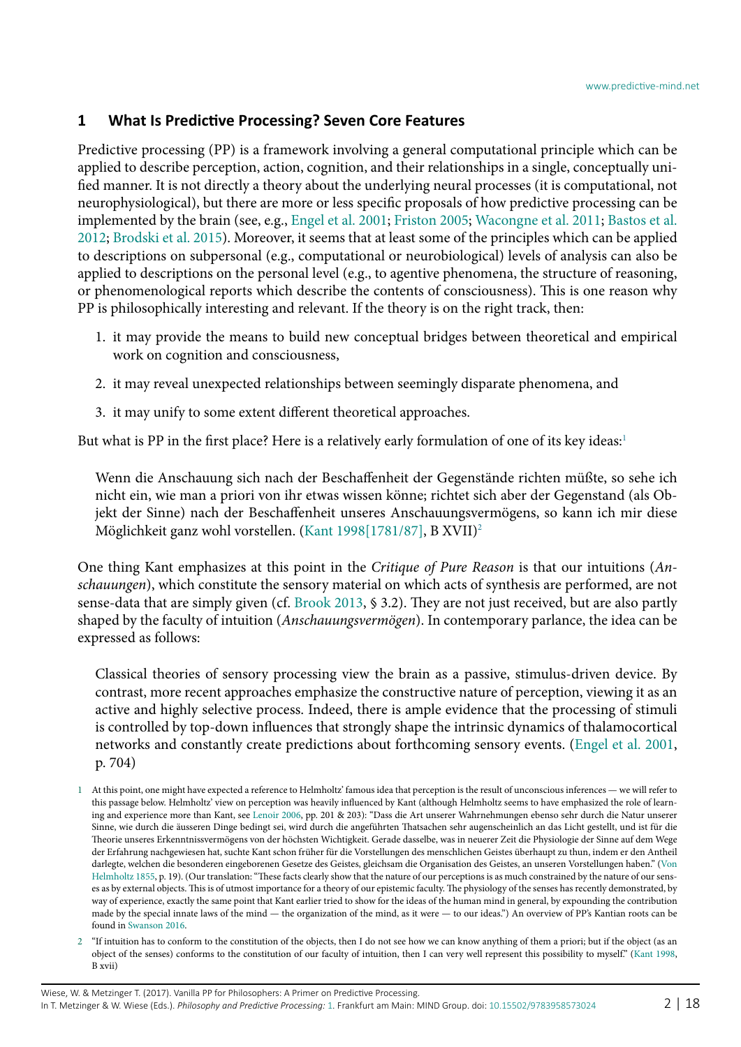## 1 What Is Predictive Processing? Seven Core Features

Predictive processing (PP) is a framework involving a general computational principle which can be applied to describe perception, action, cognition, and their relationships in a single, conceptually unified manner. It is not directly a theory about the underlying neural processes (it is computational, not neurophysiological), but there are more or less specific proposals of how predictive processing can be implemented by the brain (see, e.g., Engel et al. 2001; Friston 2005; Wacongne et al. 2011; Bastos et al. 2012; Brodski et al. 2015). Moreover, it seems that at least some of the principles which can be applied to descriptions on subpersonal (e.g., computational or neurobiological) levels of analysis can also be applied to descriptions on the personal level (e.g., to agentive phenomena, the structure of reasoning, or phenomenological reports which describe the contents of consciousness). This is one reason why PP is philosophically interesting and relevant. If the theory is on the right track, then:

1. it may provide the means to build new conceptual bridges between theoretical and empirical work on cognition and consciousness,
2. it may reveal unexpected relationships between seemingly disparate phenomena, and
3. it may unify to some extent different theoretical approaches.

But what is PP in the first place? Here is a relatively early formulation of one of its key ideas:[1]

> Wenn die Anschauung sich nach der Beschaffenheit der Gegenstände richten müßte, so sehe ich nicht ein, wie man a priori von ihr etwas wissen könne; richtet sich aber der Gegenstand (als Objekt der Sinne) nach der Beschaffenheit unseres Anschauungsvermögens, so kann ich mir diese Möglichkeit ganz wohl vorstellen. (Kant 1998[1781/87], B XVII)[2]

One thing Kant emphasizes at this point in the *Critique of Pure Reason* is that our intuitions (*Anschauungen*), which constitute the sensory material on which acts of synthesis are performed, are not sense-data that are simply given (cf. Brook 2013, § 3.2). They are not just received, but are also partly shaped by the faculty of intuition (*Anschauungsvermögen*). In contemporary parlance, the idea can be expressed as follows:

> Classical theories of sensory processing view the brain as a passive, stimulus-driven device. By contrast, more recent approaches emphasize the constructive nature of perception, viewing it as an active and highly selective process. Indeed, there is ample evidence that the processing of stimuli is controlled by top-down influences that strongly shape the intrinsic dynamics of thalamocortical networks and constantly create predictions about forthcoming sensory events. (Engel et al. 2001, p. 704)

[1] At this point, one might have expected a reference to Helmholtz' famous idea that perception is the result of unconscious inferences — we will refer to this passage below. Helmholtz' view on perception was heavily influenced by Kant (although Helmholtz seems to have emphasized the role of learning and experience more than Kant, see Lenoir 2006, pp. 201 & 203): "Dass die Art unserer Wahrnehmungen ebenso sehr durch die Natur unserer Sinne, wie durch die äusseren Dinge bedingt sei, wird durch die angeführten Thatsachen sehr augenscheinlich an das Licht gestellt, und ist für die Theorie unseres Erkenntnissvermögens von der höchsten Wichtigkeit. Gerade dasselbe, was in neuerer Zeit die Physiologie der Sinne auf dem Wege der Erfahrung nachgewiesen hat, suchte Kant schon früher für die Vorstellungen des menschlichen Geistes überhaupt zu thun, indem er den Antheil darlegte, welchen die besonderen eingeborenen Gesetze des Geistes, gleichsam die Organisation des Geistes, an unseren Vorstellungen haben." (Von Helmholtz 1855, p. 19). (Our translation: "These facts clearly show that the nature of our perceptions is as much constrained by the nature of our senses as by external objects. This is of utmost importance for a theory of our epistemic faculty. The physiology of the senses has recently demonstrated, by way of experience, exactly the same point that Kant earlier tried to show for the ideas of the human mind in general, by expounding the contribution made by the special innate laws of the mind — the organization of the mind, as it were — to our ideas.") An overview of PP's Kantian roots can be found in Swanson 2016.

[2] "If intuition has to conform to the constitution of the objects, then I do not see how we can know anything of them a priori; but if the object (as an object of the senses) conforms to the constitution of our faculty of intuition, then I can very well represent this possibility to myself." (Kant 1998, B xvii)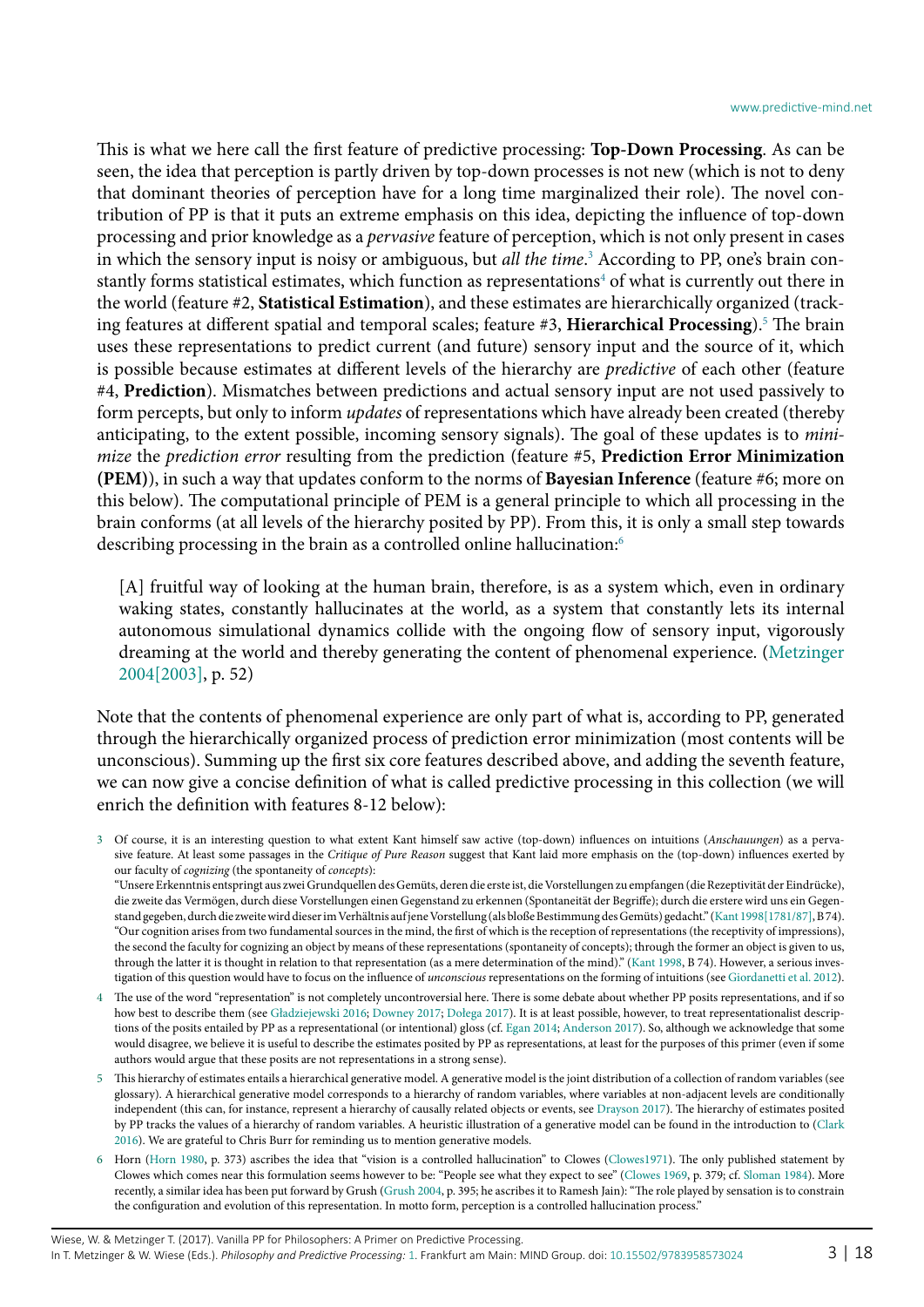This is what we here call the first feature of predictive processing: **Top-Down Processing**. As can be seen, the idea that perception is partly driven by top-down processes is not new (which is not to deny that dominant theories of perception have for a long time marginalized their role). The novel contribution of PP is that it puts an extreme emphasis on this idea, depicting the influence of top-down processing and prior knowledge as a *pervasive* feature of perception, which is not only present in cases in which the sensory input is noisy or ambiguous, but *all the time*.[3] According to PP, one's brain constantly forms statistical estimates, which function as representations[4] of what is currently out there in the world (feature #2, **Statistical Estimation**), and these estimates are hierarchically organized (tracking features at different spatial and temporal scales; feature #3, **Hierarchical Processing**).[5] The brain uses these representations to predict current (and future) sensory input and the source of it, which is possible because estimates at different levels of the hierarchy are *predictive* of each other (feature #4, **Prediction**). Mismatches between predictions and actual sensory input are not used passively to form percepts, but only to inform *updates* of representations which have already been created (thereby anticipating, to the extent possible, incoming sensory signals). The goal of these updates is to *minimize* the *prediction error* resulting from the prediction (feature #5, **Prediction Error Minimization (PEM)**), in such a way that updates conform to the norms of **Bayesian Inference** (feature #6; more on this below). The computational principle of PEM is a general principle to which all processing in the brain conforms (at all levels of the hierarchy posited by PP). From this, it is only a small step towards describing processing in the brain as a controlled online hallucination:[6]

> [A] fruitful way of looking at the human brain, therefore, is as a system which, even in ordinary waking states, constantly hallucinates at the world, as a system that constantly lets its internal autonomous simulational dynamics collide with the ongoing flow of sensory input, vigorously dreaming at the world and thereby generating the content of phenomenal experience. (Metzinger 2004[2003], p. 52)

Note that the contents of phenomenal experience are only part of what is, according to PP, generated through the hierarchically organized process of prediction error minimization (most contents will be unconscious). Summing up the first six core features described above, and adding the seventh feature, we can now give a concise definition of what is called predictive processing in this collection (we will enrich the definition with features 8-12 below):

---

3 Of course, it is an interesting question to what extent Kant himself saw active (top-down) influences on intuitions (*Anschauungen*) as a pervasive feature. At least some passages in the *Critique of Pure Reason* suggest that Kant laid more emphasis on the (top-down) influences exerted by our faculty of *cognizing* (the spontaneity of *concepts*):
"Unsere Erkenntnis entspringt aus zwei Grundquellen des Gemüts, deren die erste ist, die Vorstellungen zu empfangen (die Rezeptivität der Eindrücke), die zweite das Vermögen, durch diese Vorstellungen einen Gegenstand zu erkennen (Spontaneität der Begriffe); durch die erstere wird uns ein Gegenstand gegeben, durch die zweite wird dieser im Verhältnis auf jene Vorstellung (als bloße Bestimmung des Gemüts) gedacht." (Kant 1998[1781/87], B 74).
"Our cognition arises from two fundamental sources in the mind, the first of which is the reception of representations (the receptivity of impressions), the second the faculty for cognizing an object by means of these representations (spontaneity of concepts); through the former an object is given to us, through the latter it is thought in relation to that representation (as a mere determination of the mind)." (Kant 1998, B 74). However, a serious investigation of this question would have to focus on the influence of *unconscious* representations on the forming of intuitions (see Giordanetti et al. 2012).

4 The use of the word "representation" is not completely uncontroversial here. There is some debate about whether PP posits representations, and if so how best to describe them (see Gładziejewski 2016; Downey 2017; Dołega 2017). It is at least possible, however, to treat representationalist descriptions of the posits entailed by PP as a representational (or intentional) gloss (cf. Egan 2014; Anderson 2017). So, although we acknowledge that some would disagree, we believe it is useful to describe the estimates posited by PP as representations, at least for the purposes of this primer (even if some authors would argue that these posits are not representations in a strong sense).

5 This hierarchy of estimates entails a hierarchical generative model. A generative model is the joint distribution of a collection of random variables (see glossary). A hierarchical generative model corresponds to a hierarchy of random variables, where variables at non-adjacent levels are conditionally independent (this can, for instance, represent a hierarchy of causally related objects or events, see Drayson 2017). The hierarchy of estimates posited by PP tracks the values of a hierarchy of random variables. A heuristic illustration of a generative model can be found in the introduction to (Clark 2016). We are grateful to Chris Burr for reminding us to mention generative models.

6 Horn (Horn 1980, p. 373) ascribes the idea that "vision is a controlled hallucination" to Clowes (Clowes1971). The only published statement by Clowes which comes near this formulation seems however to be: "People see what they expect to see" (Clowes 1969, p. 379; cf. Sloman 1984). More recently, a similar idea has been put forward by Grush (Grush 2004, p. 395; he ascribes it to Ramesh Jain): "The role played by sensation is to constrain the configuration and evolution of this representation. In motto form, perception is a controlled hallucination process."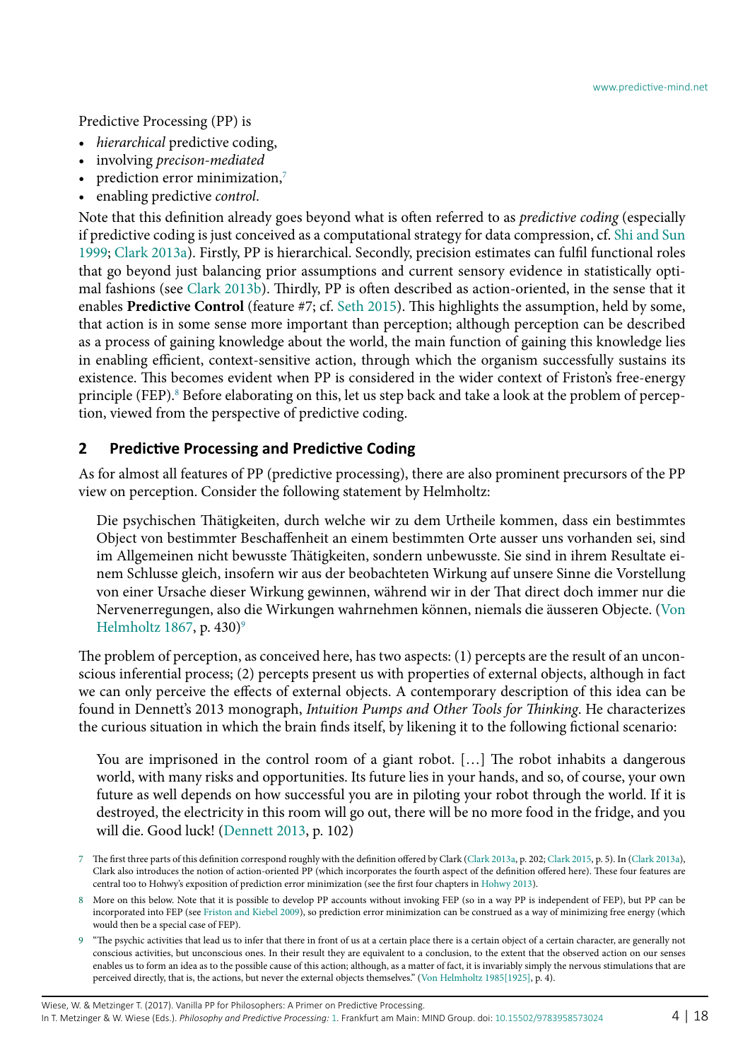Predictive Processing (PP) is

- *hierarchical* predictive coding,
- involving *precison-mediated*
- prediction error minimization,[7]
- enabling predictive *control*.

Note that this definition already goes beyond what is often referred to as *predictive coding* (especially if predictive coding is just conceived as a computational strategy for data compression, cf. Shi and Sun 1999; Clark 2013a). Firstly, PP is hierarchical. Secondly, precision estimates can fulfil functional roles that go beyond just balancing prior assumptions and current sensory evidence in statistically optimal fashions (see Clark 2013b). Thirdly, PP is often described as action-oriented, in the sense that it enables **Predictive Control** (feature #7; cf. Seth 2015). This highlights the assumption, held by some, that action is in some sense more important than perception; although perception can be described as a process of gaining knowledge about the world, the main function of gaining this knowledge lies in enabling efficient, context-sensitive action, through which the organism successfully sustains its existence. This becomes evident when PP is considered in the wider context of Friston's free-energy principle (FEP).[8] Before elaborating on this, let us step back and take a look at the problem of perception, viewed from the perspective of predictive coding.

## 2 Predictive Processing and Predictive Coding

As for almost all features of PP (predictive processing), there are also prominent precursors of the PP view on perception. Consider the following statement by Helmholtz:

> Die psychischen Thätigkeiten, durch welche wir zu dem Urtheile kommen, dass ein bestimmtes Object von bestimmter Beschaffenheit an einem bestimmten Orte ausser uns vorhanden sei, sind im Allgemeinen nicht bewusste Thätigkeiten, sondern unbewusste. Sie sind in ihrem Resultate einem Schlusse gleich, insofern wir aus der beobachteten Wirkung auf unsere Sinne die Vorstellung von einer Ursache dieser Wirkung gewinnen, während wir in der That direct doch immer nur die Nervenerregungen, also die Wirkungen wahrnehmen können, niemals die äusseren Objecte. (Von Helmholtz 1867, p. 430)[9]

The problem of perception, as conceived here, has two aspects: (1) percepts are the result of an unconscious inferential process; (2) percepts present us with properties of external objects, although in fact we can only perceive the effects of external objects. A contemporary description of this idea can be found in Dennett's 2013 monograph, *Intuition Pumps and Other Tools for Thinking*. He characterizes the curious situation in which the brain finds itself, by likening it to the following fictional scenario:

> You are imprisoned in the control room of a giant robot. […] The robot inhabits a dangerous world, with many risks and opportunities. Its future lies in your hands, and so, of course, your own future as well depends on how successful you are in piloting your robot through the world. If it is destroyed, the electricity in this room will go out, there will be no more food in the fridge, and you will die. Good luck! (Dennett 2013, p. 102)

---

[7] The first three parts of this definition correspond roughly with the definition offered by Clark (Clark 2013a, p. 202; Clark 2015, p. 5). In (Clark 2013a), Clark also introduces the notion of action-oriented PP (which incorporates the fourth aspect of the definition offered here). These four features are central too to Hohwy's exposition of prediction error minimization (see the first four chapters in Hohwy 2013).

[8] More on this below. Note that it is possible to develop PP accounts without invoking FEP (so in a way PP is independent of FEP), but PP can be incorporated into FEP (see Friston and Kiebel 2009), so prediction error minimization can be construed as a way of minimizing free energy (which would then be a special case of FEP).

[9] "The psychic activities that lead us to infer that there in front of us at a certain place there is a certain object of a certain character, are generally not conscious activities, but unconscious ones. In their result they are equivalent to a conclusion, to the extent that the observed action on our senses enables us to form an idea as to the possible cause of this action; although, as a matter of fact, it is invariably simply the nervous stimulations that are perceived directly, that is, the actions, but never the external objects themselves." (Von Helmholtz 1985[1925], p. 4).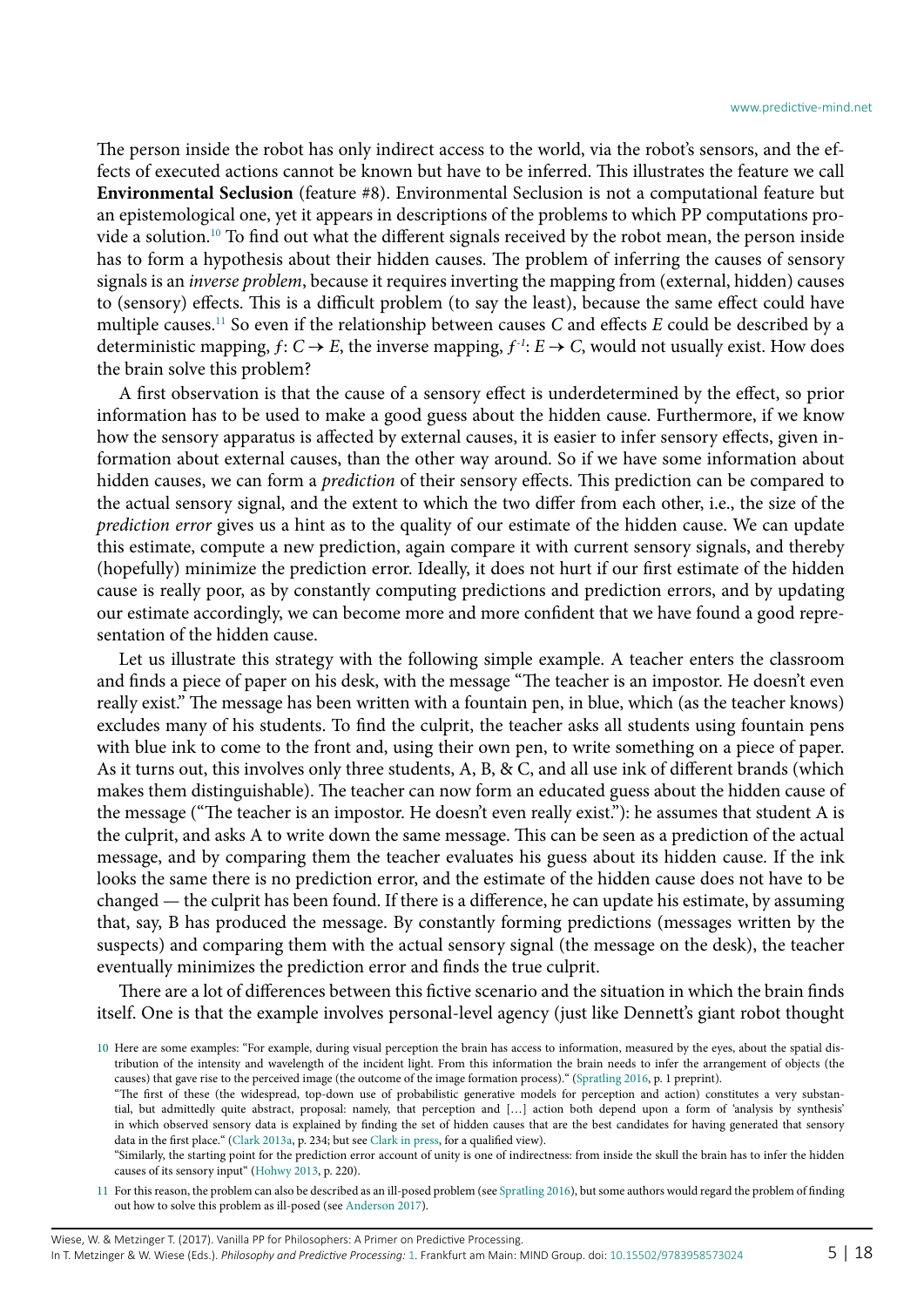The person inside the robot has only indirect access to the world, via the robot's sensors, and the effects of executed actions cannot be known but have to be inferred. This illustrates the feature we call **Environmental Seclusion** (feature #8). Environmental Seclusion is not a computational feature but an epistemological one, yet it appears in descriptions of the problems to which PP computations provide a solution.[10] To find out what the different signals received by the robot mean, the person inside has to form a hypothesis about their hidden causes. The problem of inferring the causes of sensory signals is an *inverse problem*, because it requires inverting the mapping from (external, hidden) causes to (sensory) effects. This is a difficult problem (to say the least), because the same effect could have multiple causes.[11] So even if the relationship between causes $C$ and effects $E$ could be described by a deterministic mapping, $f: C \rightarrow E$, the inverse mapping, $f^{-1}: E \rightarrow C$, would not usually exist. How does the brain solve this problem?

A first observation is that the cause of a sensory effect is underdetermined by the effect, so prior information has to be used to make a good guess about the hidden cause. Furthermore, if we know how the sensory apparatus is affected by external causes, it is easier to infer sensory effects, given information about external causes, than the other way around. So if we have some information about hidden causes, we can form a *prediction* of their sensory effects. This prediction can be compared to the actual sensory signal, and the extent to which the two differ from each other, i.e., the size of the *prediction error* gives us a hint as to the quality of our estimate of the hidden cause. We can update this estimate, compute a new prediction, again compare it with current sensory signals, and thereby (hopefully) minimize the prediction error. Ideally, it does not hurt if our first estimate of the hidden cause is really poor, as by constantly computing predictions and prediction errors, and by updating our estimate accordingly, we can become more and more confident that we have found a good representation of the hidden cause.

Let us illustrate this strategy with the following simple example. A teacher enters the classroom and finds a piece of paper on his desk, with the message "The teacher is an impostor. He doesn't even really exist." The message has been written with a fountain pen, in blue, which (as the teacher knows) excludes many of his students. To find the culprit, the teacher asks all students using fountain pens with blue ink to come to the front and, using their own pen, to write something on a piece of paper. As it turns out, this involves only three students, A, B, & C, and all use ink of different brands (which makes them distinguishable). The teacher can now form an educated guess about the hidden cause of the message ("The teacher is an impostor. He doesn't even really exist."): he assumes that student A is the culprit, and asks A to write down the same message. This can be seen as a prediction of the actual message, and by comparing them the teacher evaluates his guess about its hidden cause. If the ink looks the same there is no prediction error, and the estimate of the hidden cause does not have to be changed — the culprit has been found. If there is a difference, he can update his estimate, by assuming that, say, B has produced the message. By constantly forming predictions (messages written by the suspects) and comparing them with the actual sensory signal (the message on the desk), the teacher eventually minimizes the prediction error and finds the true culprit.

There are a lot of differences between this fictive scenario and the situation in which the brain finds itself. One is that the example involves personal-level agency (just like Dennett's giant robot thought

---

10 Here are some examples: "For example, during visual perception the brain has access to information, measured by the eyes, about the spatial distribution of the intensity and wavelength of the incident light. From this information the brain needs to infer the arrangement of objects (the causes) that gave rise to the perceived image (the outcome of the image formation process)." (Spratling 2016, p. 1 preprint).
"The first of these (the widespread, top-down use of probabilistic generative models for perception and action) constitutes a very substantial, but admittedly quite abstract, proposal: namely, that perception and […] action both depend upon a form of 'analysis by synthesis' in which observed sensory data is explained by finding the set of hidden causes that are the best candidates for having generated that sensory data in the first place." (Clark 2013a, p. 234; but see Clark in press, for a qualified view).
"Similarly, the starting point for the prediction error account of unity is one of indirectness: from inside the skull the brain has to infer the hidden causes of its sensory input" (Hohwy 2013, p. 220).

11 For this reason, the problem can also be described as an ill-posed problem (see Spratling 2016), but some authors would regard the problem of finding out how to solve this problem as ill-posed (see Anderson 2017).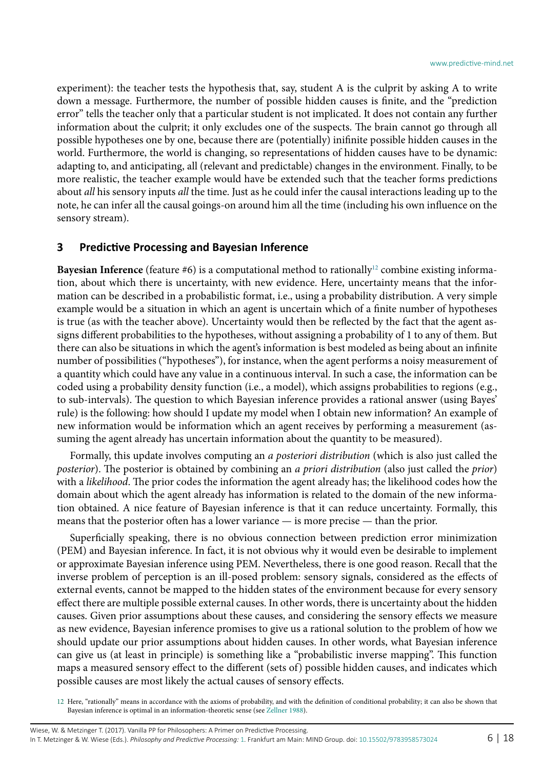experiment): the teacher tests the hypothesis that, say, student A is the culprit by asking A to write down a message. Furthermore, the number of possible hidden causes is finite, and the "prediction error" tells the teacher only that a particular student is not implicated. It does not contain any further information about the culprit; it only excludes one of the suspects. The brain cannot go through all possible hypotheses one by one, because there are (potentially) inifinite possible hidden causes in the world. Furthermore, the world is changing, so representations of hidden causes have to be dynamic: adapting to, and anticipating, all (relevant and predictable) changes in the environment. Finally, to be more realistic, the teacher example would have be extended such that the teacher forms predictions about *all* his sensory inputs *all* the time. Just as he could infer the causal interactions leading up to the note, he can infer all the causal goings-on around him all the time (including his own influence on the sensory stream).

## 3 Predictive Processing and Bayesian Inference

**Bayesian Inference** (feature #6) is a computational method to rationally[12] combine existing information, about which there is uncertainty, with new evidence. Here, uncertainty means that the information can be described in a probabilistic format, i.e., using a probability distribution. A very simple example would be a situation in which an agent is uncertain which of a finite number of hypotheses is true (as with the teacher above). Uncertainty would then be reflected by the fact that the agent assigns different probabilities to the hypotheses, without assigning a probability of 1 to any of them. But there can also be situations in which the agent's information is best modeled as being about an infinite number of possibilities ("hypotheses"), for instance, when the agent performs a noisy measurement of a quantity which could have any value in a continuous interval. In such a case, the information can be coded using a probability density function (i.e., a model), which assigns probabilities to regions (e.g., to sub-intervals). The question to which Bayesian inference provides a rational answer (using Bayes' rule) is the following: how should I update my model when I obtain new information? An example of new information would be information which an agent receives by performing a measurement (assuming the agent already has uncertain information about the quantity to be measured).

Formally, this update involves computing an *a posteriori distribution* (which is also just called the *posterior*). The posterior is obtained by combining an *a priori distribution* (also just called the *prior*) with a *likelihood*. The prior codes the information the agent already has; the likelihood codes how the domain about which the agent already has information is related to the domain of the new information obtained. A nice feature of Bayesian inference is that it can reduce uncertainty. Formally, this means that the posterior often has a lower variance — is more precise — than the prior.

Superficially speaking, there is no obvious connection between prediction error minimization (PEM) and Bayesian inference. In fact, it is not obvious why it would even be desirable to implement or approximate Bayesian inference using PEM. Nevertheless, there is one good reason. Recall that the inverse problem of perception is an ill-posed problem: sensory signals, considered as the effects of external events, cannot be mapped to the hidden states of the environment because for every sensory effect there are multiple possible external causes. In other words, there is uncertainty about the hidden causes. Given prior assumptions about these causes, and considering the sensory effects we measure as new evidence, Bayesian inference promises to give us a rational solution to the problem of how we should update our prior assumptions about hidden causes. In other words, what Bayesian inference can give us (at least in principle) is something like a "probabilistic inverse mapping". This function maps a measured sensory effect to the different (sets of) possible hidden causes, and indicates which possible causes are most likely the actual causes of sensory effects.

[12] Here, "rationally" means in accordance with the axioms of probability, and with the definition of conditional probability; it can also be shown that Bayesian inference is optimal in an information-theoretic sense (see Zellner 1988).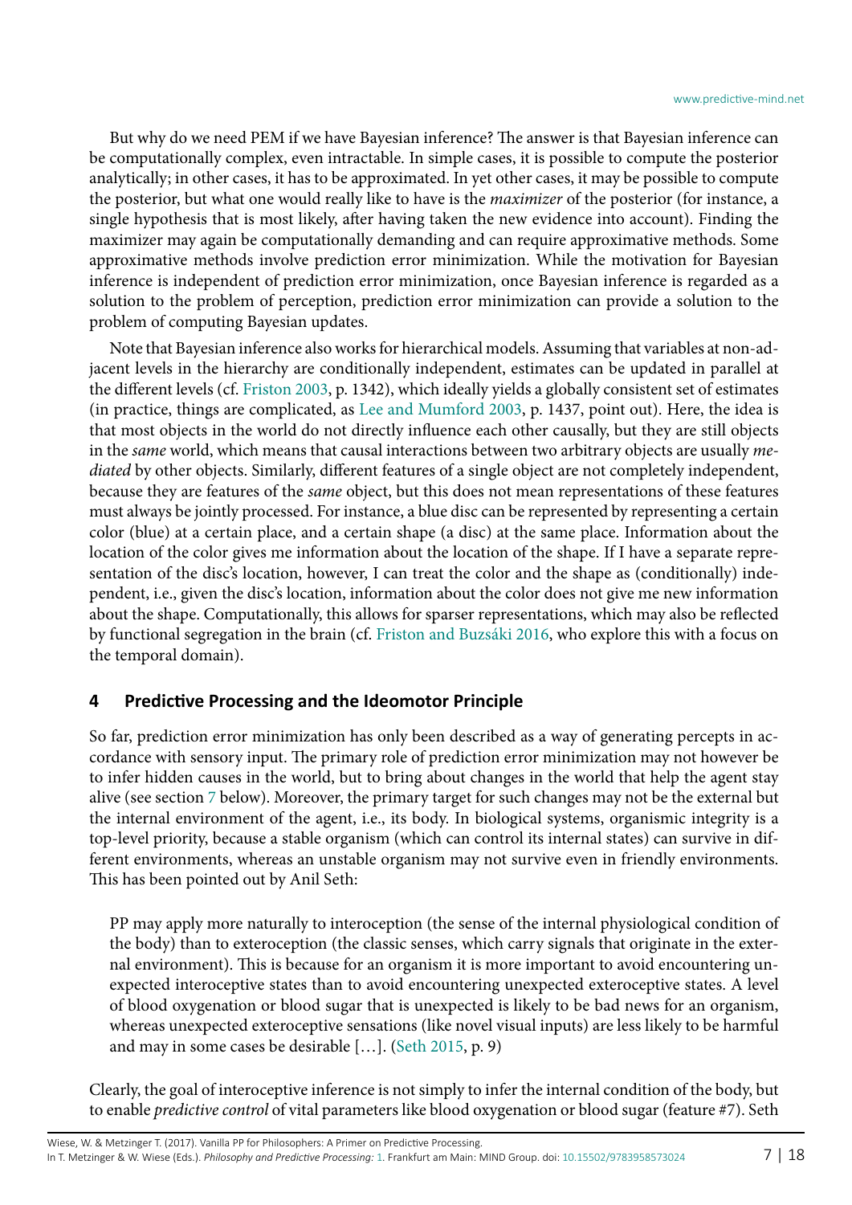But why do we need PEM if we have Bayesian inference? The answer is that Bayesian inference can be computationally complex, even intractable. In simple cases, it is possible to compute the posterior analytically; in other cases, it has to be approximated. In yet other cases, it may be possible to compute the posterior, but what one would really like to have is the *maximizer* of the posterior (for instance, a single hypothesis that is most likely, after having taken the new evidence into account). Finding the maximizer may again be computationally demanding and can require approximative methods. Some approximative methods involve prediction error minimization. While the motivation for Bayesian inference is independent of prediction error minimization, once Bayesian inference is regarded as a solution to the problem of perception, prediction error minimization can provide a solution to the problem of computing Bayesian updates.

Note that Bayesian inference also works for hierarchical models. Assuming that variables at non-adjacent levels in the hierarchy are conditionally independent, estimates can be updated in parallel at the different levels (cf. Friston 2003, p. 1342), which ideally yields a globally consistent set of estimates (in practice, things are complicated, as Lee and Mumford 2003, p. 1437, point out). Here, the idea is that most objects in the world do not directly influence each other causally, but they are still objects in the *same* world, which means that causal interactions between two arbitrary objects are usually *mediated* by other objects. Similarly, different features of a single object are not completely independent, because they are features of the *same* object, but this does not mean representations of these features must always be jointly processed. For instance, a blue disc can be represented by representing a certain color (blue) at a certain place, and a certain shape (a disc) at the same place. Information about the location of the color gives me information about the location of the shape. If I have a separate representation of the disc's location, however, I can treat the color and the shape as (conditionally) independent, i.e., given the disc's location, information about the color does not give me new information about the shape. Computationally, this allows for sparser representations, which may also be reflected by functional segregation in the brain (cf. Friston and Buzsáki 2016, who explore this with a focus on the temporal domain).

## 4 Predictive Processing and the Ideomotor Principle

So far, prediction error minimization has only been described as a way of generating percepts in accordance with sensory input. The primary role of prediction error minimization may not however be to infer hidden causes in the world, but to bring about changes in the world that help the agent stay alive (see section 7 below). Moreover, the primary target for such changes may not be the external but the internal environment of the agent, i.e., its body. In biological systems, organismic integrity is a top-level priority, because a stable organism (which can control its internal states) can survive in different environments, whereas an unstable organism may not survive even in friendly environments. This has been pointed out by Anil Seth:

> PP may apply more naturally to interoception (the sense of the internal physiological condition of the body) than to exteroception (the classic senses, which carry signals that originate in the external environment). This is because for an organism it is more important to avoid encountering unexpected interoceptive states than to avoid encountering unexpected exteroceptive states. A level of blood oxygenation or blood sugar that is unexpected is likely to be bad news for an organism, whereas unexpected exteroceptive sensations (like novel visual inputs) are less likely to be harmful and may in some cases be desirable […]. (Seth 2015, p. 9)

Clearly, the goal of interoceptive inference is not simply to infer the internal condition of the body, but to enable *predictive control* of vital parameters like blood oxygenation or blood sugar (feature #7). Seth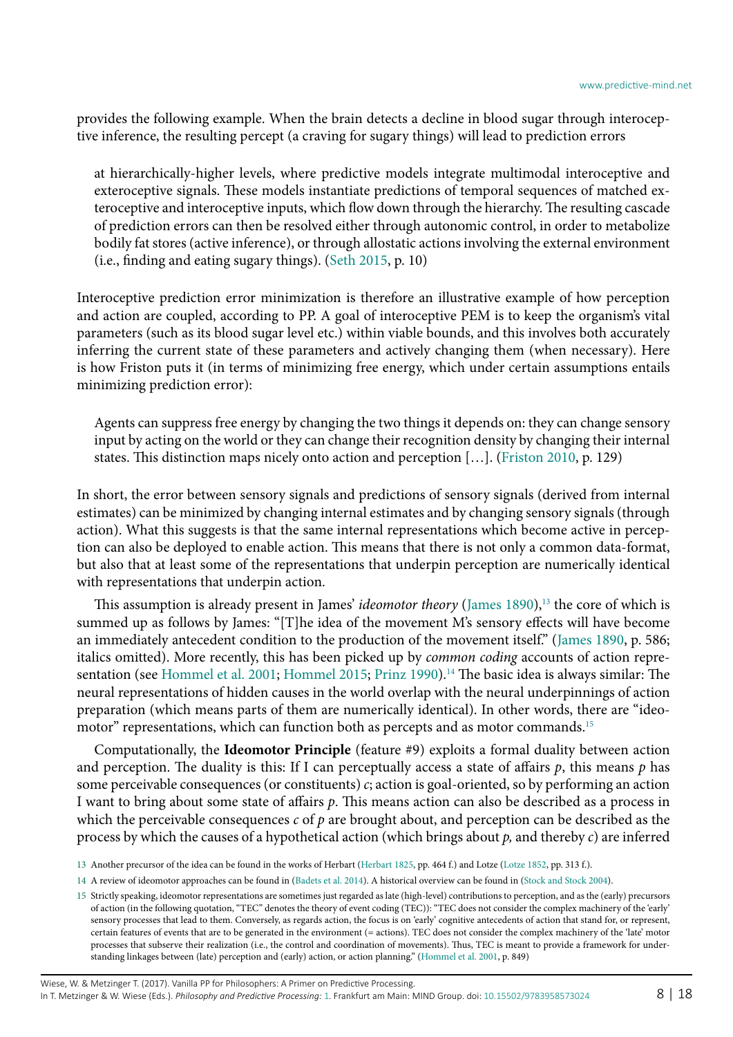provides the following example. When the brain detects a decline in blood sugar through interoceptive inference, the resulting percept (a craving for sugary things) will lead to prediction errors

> at hierarchically-higher levels, where predictive models integrate multimodal interoceptive and exteroceptive signals. These models instantiate predictions of temporal sequences of matched exteroceptive and interoceptive inputs, which flow down through the hierarchy. The resulting cascade of prediction errors can then be resolved either through autonomic control, in order to metabolize bodily fat stores (active inference), or through allostatic actions involving the external environment (i.e., finding and eating sugary things). (Seth 2015, p. 10)

Interoceptive prediction error minimization is therefore an illustrative example of how perception and action are coupled, according to PP. A goal of interoceptive PEM is to keep the organism's vital parameters (such as its blood sugar level etc.) within viable bounds, and this involves both accurately inferring the current state of these parameters and actively changing them (when necessary). Here is how Friston puts it (in terms of minimizing free energy, which under certain assumptions entails minimizing prediction error):

> Agents can suppress free energy by changing the two things it depends on: they can change sensory input by acting on the world or they can change their recognition density by changing their internal states. This distinction maps nicely onto action and perception […]. (Friston 2010, p. 129)

In short, the error between sensory signals and predictions of sensory signals (derived from internal estimates) can be minimized by changing internal estimates and by changing sensory signals (through action). What this suggests is that the same internal representations which become active in perception can also be deployed to enable action. This means that there is not only a common data-format, but also that at least some of the representations that underpin perception are numerically identical with representations that underpin action.

This assumption is already present in James' *ideomotor theory* (James 1890),[13] the core of which is summed up as follows by James: "[T]he idea of the movement M's sensory effects will have become an immediately antecedent condition to the production of the movement itself." (James 1890, p. 586; italics omitted). More recently, this has been picked up by *common coding* accounts of action representation (see Hommel et al. 2001; Hommel 2015; Prinz 1990).[14] The basic idea is always similar: The neural representations of hidden causes in the world overlap with the neural underpinnings of action preparation (which means parts of them are numerically identical). In other words, there are "ideomotor" representations, which can function both as percepts and as motor commands.[15]

Computationally, the **Ideomotor Principle** (feature #9) exploits a formal duality between action and perception. The duality is this: If I can perceptually access a state of affairs $p$, this means $p$ has some perceivable consequences (or constituents) $c$; action is goal-oriented, so by performing an action I want to bring about some state of affairs $p$. This means action can also be described as a process in which the perceivable consequences $c$ of $p$ are brought about, and perception can be described as the process by which the causes of a hypothetical action (which brings about $p$, and thereby $c$) are inferred

13 Another precursor of the idea can be found in the works of Herbart (Herbart 1825, pp. 464 f.) and Lotze (Lotze 1852, pp. 313 f.).

14 A review of ideomotor approaches can be found in (Badets et al. 2014). A historical overview can be found in (Stock and Stock 2004).

15 Strictly speaking, ideomotor representations are sometimes just regarded as late (high-level) contributions to perception, and as the (early) precursors of action (in the following quotation, "TEC" denotes the theory of event coding (TEC)): "TEC does not consider the complex machinery of the 'early' sensory processes that lead to them. Conversely, as regards action, the focus is on 'early' cognitive antecedents of action that stand for, or represent, certain features of events that are to be generated in the environment (= actions). TEC does not consider the complex machinery of the 'late' motor processes that subserve their realization (i.e., the control and coordination of movements). Thus, TEC is meant to provide a framework for understanding linkages between (late) perception and (early) action, or action planning." (Hommel et al. 2001, p. 849)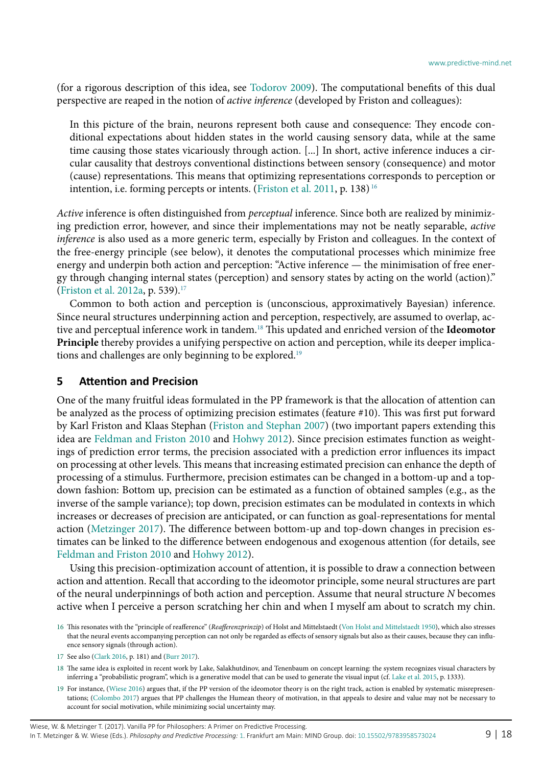(for a rigorous description of this idea, see Todorov 2009). The computational benefits of this dual perspective are reaped in the notion of *active inference* (developed by Friston and colleagues):

> In this picture of the brain, neurons represent both cause and consequence: They encode conditional expectations about hidden states in the world causing sensory data, while at the same time causing those states vicariously through action. [...] In short, active inference induces a circular causality that destroys conventional distinctions between sensory (consequence) and motor (cause) representations. This means that optimizing representations corresponds to perception or intention, i.e. forming percepts or intents. (Friston et al. 2011, p. 138)[16]

*Active* inference is often distinguished from *perceptual* inference. Since both are realized by minimizing prediction error, however, and since their implementations may not be neatly separable, *active inference* is also used as a more generic term, especially by Friston and colleagues. In the context of the free-energy principle (see below), it denotes the computational processes which minimize free energy and underpin both action and perception: "Active inference — the minimisation of free energy through changing internal states (perception) and sensory states by acting on the world (action)." (Friston et al. 2012a, p. 539).[17]

Common to both action and perception is (unconscious, approximatively Bayesian) inference. Since neural structures underpinning action and perception, respectively, are assumed to overlap, active and perceptual inference work in tandem.[18] This updated and enriched version of the **Ideomotor Principle** thereby provides a unifying perspective on action and perception, while its deeper implications and challenges are only beginning to be explored.[19]

## 5 Attention and Precision

One of the many fruitful ideas formulated in the PP framework is that the allocation of attention can be analyzed as the process of optimizing precision estimates (feature #10). This was first put forward by Karl Friston and Klaas Stephan (Friston and Stephan 2007) (two important papers extending this idea are Feldman and Friston 2010 and Hohwy 2012). Since precision estimates function as weightings of prediction error terms, the precision associated with a prediction error influences its impact on processing at other levels. This means that increasing estimated precision can enhance the depth of processing of a stimulus. Furthermore, precision estimates can be changed in a bottom-up and a top-down fashion: Bottom up, precision can be estimated as a function of obtained samples (e.g., as the inverse of the sample variance); top down, precision estimates can be modulated in contexts in which increases or decreases of precision are anticipated, or can function as goal-representations for mental action (Metzinger 2017). The difference between bottom-up and top-down changes in precision estimates can be linked to the difference between endogenous and exogenous attention (for details, see Feldman and Friston 2010 and Hohwy 2012).

Using this precision-optimization account of attention, it is possible to draw a connection between action and attention. Recall that according to the ideomotor principle, some neural structures are part of the neural underpinnings of both action and perception. Assume that neural structure *N* becomes active when I perceive a person scratching her chin and when I myself am about to scratch my chin.

---

16 This resonates with the "principle of reafference" (*Reafferenzprinzip*) of Holst and Mittelstaedt (Von Holst and Mittelstaedt 1950), which also stresses that the neural events accompanying perception can not only be regarded as effects of sensory signals but also as their causes, because they can influence sensory signals (through action).

17 See also (Clark 2016, p. 181) and (Burr 2017).

18 The same idea is exploited in recent work by Lake, Salakhutdinov, and Tenenbaum on concept learning: the system recognizes visual characters by inferring a "probabilistic program", which is a generative model that can be used to generate the visual input (cf. Lake et al. 2015, p. 1333).

19 For instance, (Wiese 2016) argues that, if the PP version of the ideomotor theory is on the right track, action is enabled by systematic misrepresentations; (Colombo 2017) argues that PP challenges the Humean theory of motivation, in that appeals to desire and value may not be necessary to account for social motivation, while minimizing social uncertainty may.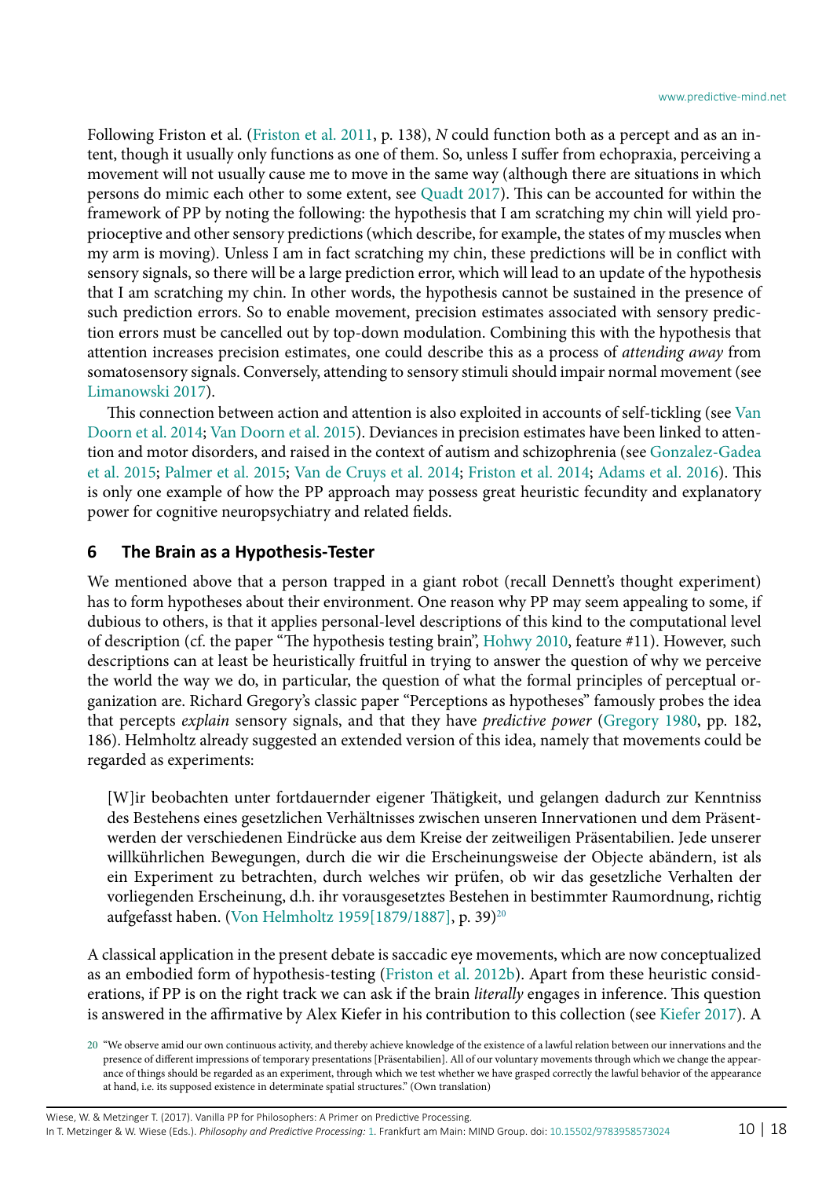Following Friston et al. (Friston et al. 2011, p. 138), *N* could function both as a percept and as an intent, though it usually only functions as one of them. So, unless I suffer from echopraxia, perceiving a movement will not usually cause me to move in the same way (although there are situations in which persons do mimic each other to some extent, see Quadt 2017). This can be accounted for within the framework of PP by noting the following: the hypothesis that I am scratching my chin will yield proprioceptive and other sensory predictions (which describe, for example, the states of my muscles when my arm is moving). Unless I am in fact scratching my chin, these predictions will be in conflict with sensory signals, so there will be a large prediction error, which will lead to an update of the hypothesis that I am scratching my chin. In other words, the hypothesis cannot be sustained in the presence of such prediction errors. So to enable movement, precision estimates associated with sensory prediction errors must be cancelled out by top-down modulation. Combining this with the hypothesis that attention increases precision estimates, one could describe this as a process of *attending away* from somatosensory signals. Conversely, attending to sensory stimuli should impair normal movement (see Limanowski 2017).

This connection between action and attention is also exploited in accounts of self-tickling (see Van Doorn et al. 2014; Van Doorn et al. 2015). Deviances in precision estimates have been linked to attention and motor disorders, and raised in the context of autism and schizophrenia (see Gonzalez-Gadea et al. 2015; Palmer et al. 2015; Van de Cruys et al. 2014; Friston et al. 2014; Adams et al. 2016). This is only one example of how the PP approach may possess great heuristic fecundity and explanatory power for cognitive neuropsychiatry and related fields.

## 6 The Brain as a Hypothesis-Tester

We mentioned above that a person trapped in a giant robot (recall Dennett's thought experiment) has to form hypotheses about their environment. One reason why PP may seem appealing to some, if dubious to others, is that it applies personal-level descriptions of this kind to the computational level of description (cf. the paper "The hypothesis testing brain", Hohwy 2010, feature #11). However, such descriptions can at least be heuristically fruitful in trying to answer the question of why we perceive the world the way we do, in particular, the question of what the formal principles of perceptual organization are. Richard Gregory's classic paper "Perceptions as hypotheses" famously probes the idea that percepts *explain* sensory signals, and that they have *predictive power* (Gregory 1980, pp. 182, 186). Helmholtz already suggested an extended version of this idea, namely that movements could be regarded as experiments:

> [W]ir beobachten unter fortdauernder eigener Thätigkeit, und gelangen dadurch zur Kenntniss des Bestehens eines gesetzlichen Verhältnisses zwischen unseren Innervationen und dem Präsentwerden der verschiedenen Eindrücke aus dem Kreise der zeitweiligen Präsentabilien. Jede unserer willkührlichen Bewegungen, durch die wir die Erscheinungsweise der Objecte abändern, ist als ein Experiment zu betrachten, durch welches wir prüfen, ob wir das gesetzliche Verhalten der vorliegenden Erscheinung, d.h. ihr vorausgesetztes Bestehen in bestimmter Raumordnung, richtig aufgefasst haben. (Von Helmholtz 1959[1879/1887], p. 39)[20]

A classical application in the present debate is saccadic eye movements, which are now conceptualized as an embodied form of hypothesis-testing (Friston et al. 2012b). Apart from these heuristic considerations, if PP is on the right track we can ask if the brain *literally* engages in inference. This question is answered in the affirmative by Alex Kiefer in his contribution to this collection (see Kiefer 2017). A

[20] "We observe amid our own continuous activity, and thereby achieve knowledge of the existence of a lawful relation between our innervations and the presence of different impressions of temporary presentations [Präsentabilien]. All of our voluntary movements through which we change the appearance of things should be regarded as an experiment, through which we test whether we have grasped correctly the lawful behavior of the appearance at hand, i.e. its supposed existence in determinate spatial structures." (Own translation)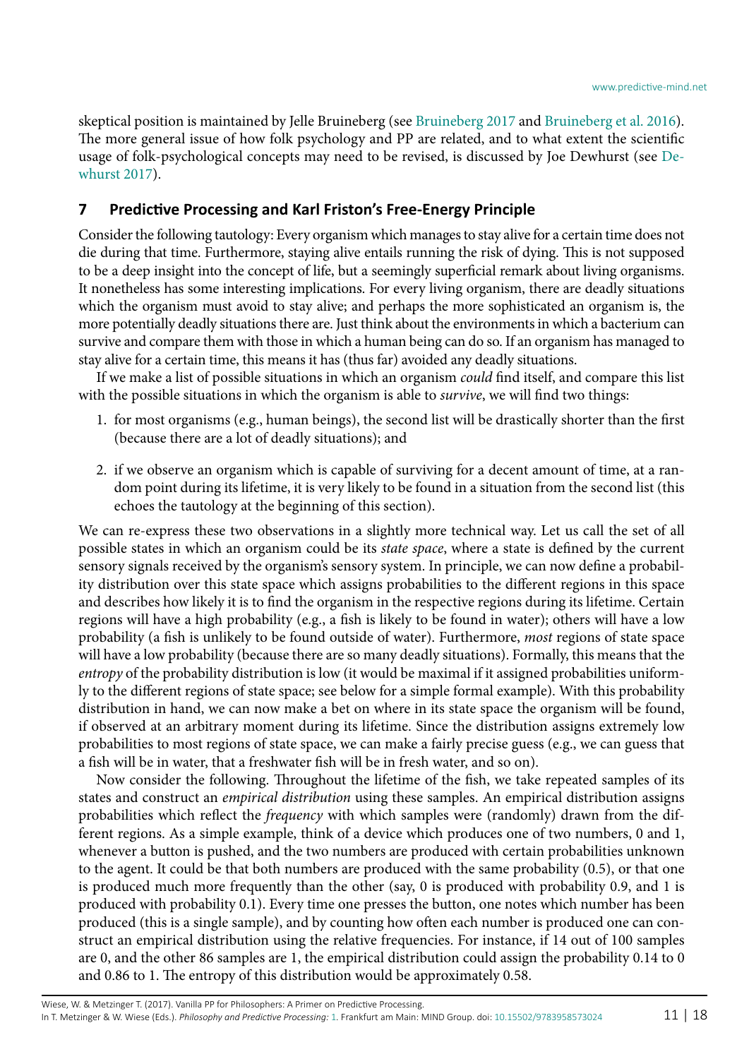skeptical position is maintained by Jelle Bruineberg (see Bruineberg 2017 and Bruineberg et al. 2016). The more general issue of how folk psychology and PP are related, and to what extent the scientific usage of folk-psychological concepts may need to be revised, is discussed by Joe Dewhurst (see Dewhurst 2017).

## 7 Predictive Processing and Karl Friston's Free-Energy Principle

Consider the following tautology: Every organism which manages to stay alive for a certain time does not die during that time. Furthermore, staying alive entails running the risk of dying. This is not supposed to be a deep insight into the concept of life, but a seemingly superficial remark about living organisms. It nonetheless has some interesting implications. For every living organism, there are deadly situations which the organism must avoid to stay alive; and perhaps the more sophisticated an organism is, the more potentially deadly situations there are. Just think about the environments in which a bacterium can survive and compare them with those in which a human being can do so. If an organism has managed to stay alive for a certain time, this means it has (thus far) avoided any deadly situations.

If we make a list of possible situations in which an organism *could* find itself, and compare this list with the possible situations in which the organism is able to *survive*, we will find two things:

1. for most organisms (e.g., human beings), the second list will be drastically shorter than the first (because there are a lot of deadly situations); and
2. if we observe an organism which is capable of surviving for a decent amount of time, at a random point during its lifetime, it is very likely to be found in a situation from the second list (this echoes the tautology at the beginning of this section).

We can re-express these two observations in a slightly more technical way. Let us call the set of all possible states in which an organism could be its *state space*, where a state is defined by the current sensory signals received by the organism's sensory system. In principle, we can now define a probability distribution over this state space which assigns probabilities to the different regions in this space and describes how likely it is to find the organism in the respective regions during its lifetime. Certain regions will have a high probability (e.g., a fish is likely to be found in water); others will have a low probability (a fish is unlikely to be found outside of water). Furthermore, *most* regions of state space will have a low probability (because there are so many deadly situations). Formally, this means that the *entropy* of the probability distribution is low (it would be maximal if it assigned probabilities uniformly to the different regions of state space; see below for a simple formal example). With this probability distribution in hand, we can now make a bet on where in its state space the organism will be found, if observed at an arbitrary moment during its lifetime. Since the distribution assigns extremely low probabilities to most regions of state space, we can make a fairly precise guess (e.g., we can guess that a fish will be in water, that a freshwater fish will be in fresh water, and so on).

Now consider the following. Throughout the lifetime of the fish, we take repeated samples of its states and construct an *empirical distribution* using these samples. An empirical distribution assigns probabilities which reflect the *frequency* with which samples were (randomly) drawn from the different regions. As a simple example, think of a device which produces one of two numbers, 0 and 1, whenever a button is pushed, and the two numbers are produced with certain probabilities unknown to the agent. It could be that both numbers are produced with the same probability (0.5), or that one is produced much more frequently than the other (say, 0 is produced with probability 0.9, and 1 is produced with probability 0.1). Every time one presses the button, one notes which number has been produced (this is a single sample), and by counting how often each number is produced one can construct an empirical distribution using the relative frequencies. For instance, if 14 out of 100 samples are 0, and the other 86 samples are 1, the empirical distribution could assign the probability 0.14 to 0 and 0.86 to 1. The entropy of this distribution would be approximately 0.58.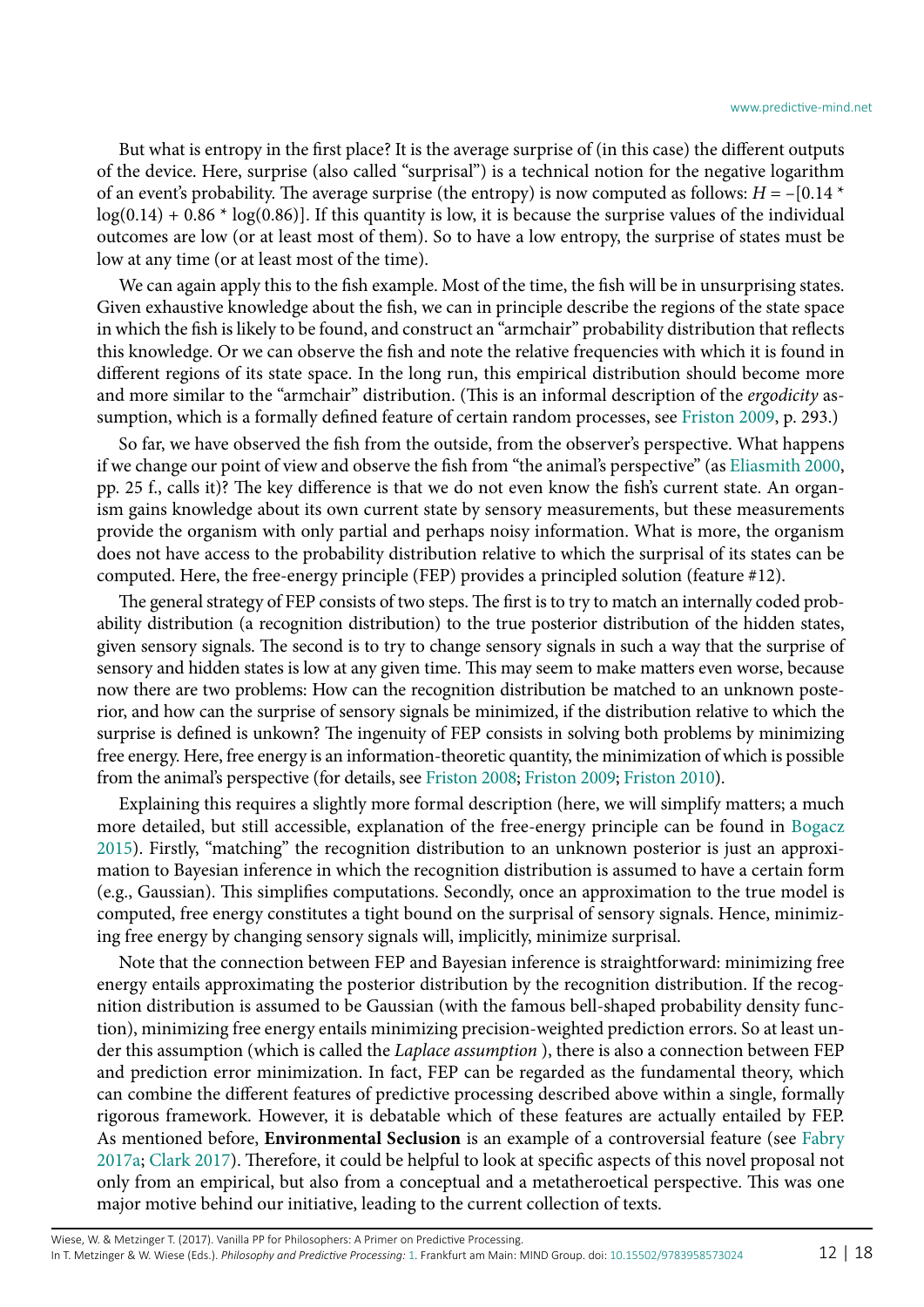But what is entropy in the first place? It is the average surprise of (in this case) the different outputs of the device. Here, surprise (also called "surprisal") is a technical notion for the negative logarithm of an event's probability. The average surprise (the entropy) is now computed as follows: $H = -[0.14 * \log(0.14) + 0.86 * \log(0.86)]$. If this quantity is low, it is because the surprise values of the individual outcomes are low (or at least most of them). So to have a low entropy, the surprise of states must be low at any time (or at least most of the time).

We can again apply this to the fish example. Most of the time, the fish will be in unsurprising states. Given exhaustive knowledge about the fish, we can in principle describe the regions of the state space in which the fish is likely to be found, and construct an "armchair" probability distribution that reflects this knowledge. Or we can observe the fish and note the relative frequencies with which it is found in different regions of its state space. In the long run, this empirical distribution should become more and more similar to the "armchair" distribution. (This is an informal description of the *ergodicity* assumption, which is a formally defined feature of certain random processes, see Friston 2009, p. 293.)

So far, we have observed the fish from the outside, from the observer's perspective. What happens if we change our point of view and observe the fish from "the animal's perspective" (as Eliasmith 2000, pp. 25 f., calls it)? The key difference is that we do not even know the fish's current state. An organism gains knowledge about its own current state by sensory measurements, but these measurements provide the organism with only partial and perhaps noisy information. What is more, the organism does not have access to the probability distribution relative to which the surprisal of its states can be computed. Here, the free-energy principle (FEP) provides a principled solution (feature #12).

The general strategy of FEP consists of two steps. The first is to try to match an internally coded probability distribution (a recognition distribution) to the true posterior distribution of the hidden states, given sensory signals. The second is to try to change sensory signals in such a way that the surprise of sensory and hidden states is low at any given time. This may seem to make matters even worse, because now there are two problems: How can the recognition distribution be matched to an unknown posterior, and how can the surprise of sensory signals be minimized, if the distribution relative to which the surprise is defined is unkown? The ingenuity of FEP consists in solving both problems by minimizing free energy. Here, free energy is an information-theoretic quantity, the minimization of which is possible from the animal's perspective (for details, see Friston 2008; Friston 2009; Friston 2010).

Explaining this requires a slightly more formal description (here, we will simplify matters; a much more detailed, but still accessible, explanation of the free-energy principle can be found in Bogacz 2015). Firstly, "matching" the recognition distribution to an unknown posterior is just an approximation to Bayesian inference in which the recognition distribution is assumed to have a certain form (e.g., Gaussian). This simplifies computations. Secondly, once an approximation to the true model is computed, free energy constitutes a tight bound on the surprisal of sensory signals. Hence, minimizing free energy by changing sensory signals will, implicitly, minimize surprisal.

Note that the connection between FEP and Bayesian inference is straightforward: minimizing free energy entails approximating the posterior distribution by the recognition distribution. If the recognition distribution is assumed to be Gaussian (with the famous bell-shaped probability density function), minimizing free energy entails minimizing precision-weighted prediction errors. So at least under this assumption (which is called the *Laplace assumption* ), there is also a connection between FEP and prediction error minimization. In fact, FEP can be regarded as the fundamental theory, which can combine the different features of predictive processing described above within a single, formally rigorous framework. However, it is debatable which of these features are actually entailed by FEP. As mentioned before, **Environmental Seclusion** is an example of a controversial feature (see Fabry 2017a; Clark 2017). Therefore, it could be helpful to look at specific aspects of this novel proposal not only from an empirical, but also from a conceptual and a metatheroetical perspective. This was one major motive behind our initiative, leading to the current collection of texts.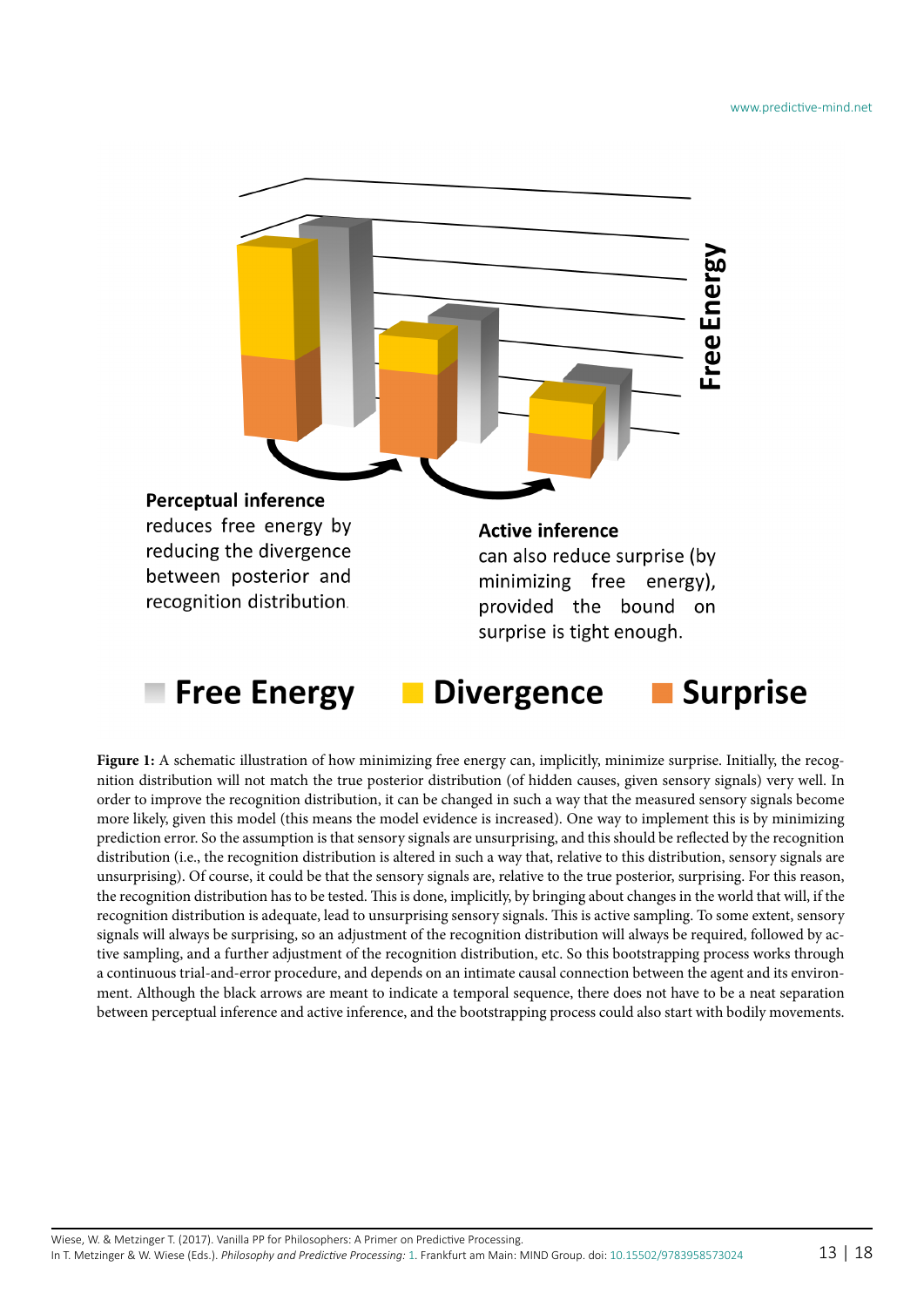**Perceptual inference** reduces free energy by reducing the divergence between posterior and recognition distribution.

**Active inference** can also reduce surprise (by minimizing free energy), provided the bound on surprise is tight enough.

**Free Energy** **Divergence** **Surprise**

**Figure 1:** A schematic illustration of how minimizing free energy can, implicitly, minimize surprise. Initially, the recognition distribution will not match the true posterior distribution (of hidden causes, given sensory signals) very well. In order to improve the recognition distribution, it can be changed in such a way that the measured sensory signals become more likely, given this model (this means the model evidence is increased). One way to implement this is by minimizing prediction error. So the assumption is that sensory signals are unsurprising, and this should be reflected by the recognition distribution (i.e., the recognition distribution is altered in such a way that, relative to this distribution, sensory signals are unsurprising). Of course, it could be that the sensory signals are, relative to the true posterior, surprising. For this reason, the recognition distribution has to be tested. This is done, implicitly, by bringing about changes in the world that will, if the recognition distribution is adequate, lead to unsurprising sensory signals. This is active sampling. To some extent, sensory signals will always be surprising, so an adjustment of the recognition distribution will always be required, followed by active sampling, and a further adjustment of the recognition distribution, etc. So this bootstrapping process works through a continuous trial-and-error procedure, and depends on an intimate causal connection between the agent and its environment. Although the black arrows are meant to indicate a temporal sequence, there does not have to be a neat separation between perceptual inference and active inference, and the bootstrapping process could also start with bodily movements.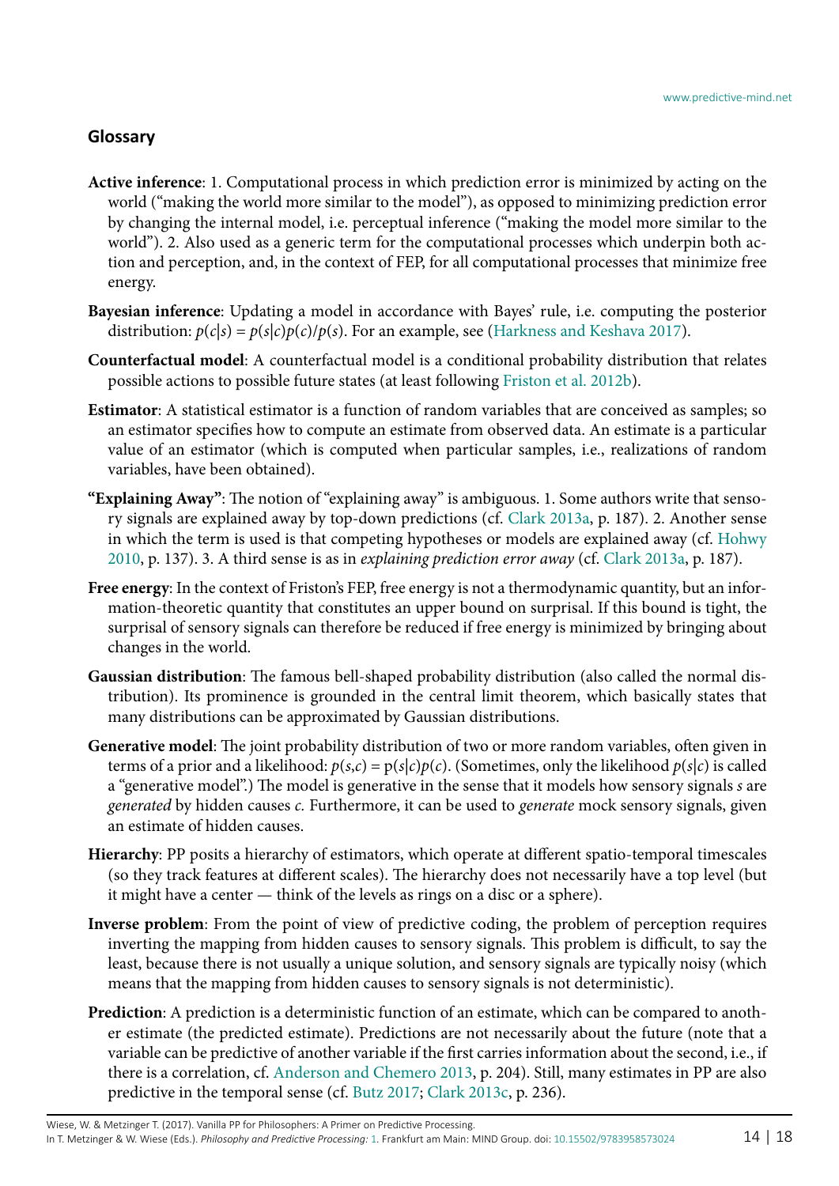## Glossary

**Active inference**: 1. Computational process in which prediction error is minimized by acting on the world ("making the world more similar to the model"), as opposed to minimizing prediction error by changing the internal model, i.e. perceptual inference ("making the model more similar to the world"). 2. Also used as a generic term for the computational processes which underpin both action and perception, and, in the context of FEP, for all computational processes that minimize free energy.

**Bayesian inference**: Updating a model in accordance with Bayes' rule, i.e. computing the posterior distribution: $p(c|s) = p(s|c)p(c)/p(s)$. For an example, see (Harkness and Keshava 2017).

**Counterfactual model**: A counterfactual model is a conditional probability distribution that relates possible actions to possible future states (at least following Friston et al. 2012b).

**Estimator**: A statistical estimator is a function of random variables that are conceived as samples; so an estimator specifies how to compute an estimate from observed data. An estimate is a particular value of an estimator (which is computed when particular samples, i.e., realizations of random variables, have been obtained).

**"Explaining Away"**: The notion of "explaining away" is ambiguous. 1. Some authors write that sensory signals are explained away by top-down predictions (cf. Clark 2013a, p. 187). 2. Another sense in which the term is used is that competing hypotheses or models are explained away (cf. Hohwy 2010, p. 137). 3. A third sense is as in *explaining prediction error away* (cf. Clark 2013a, p. 187).

**Free energy**: In the context of Friston's FEP, free energy is not a thermodynamic quantity, but an information-theoretic quantity that constitutes an upper bound on surprisal. If this bound is tight, the surprisal of sensory signals can therefore be reduced if free energy is minimized by bringing about changes in the world.

**Gaussian distribution**: The famous bell-shaped probability distribution (also called the normal distribution). Its prominence is grounded in the central limit theorem, which basically states that many distributions can be approximated by Gaussian distributions.

**Generative model**: The joint probability distribution of two or more random variables, often given in terms of a prior and a likelihood: $p(s,c) = p(s|c)p(c)$. (Sometimes, only the likelihood $p(s|c)$ is called a "generative model".) The model is generative in the sense that it models how sensory signals $s$ are *generated* by hidden causes $c$. Furthermore, it can be used to *generate* mock sensory signals, given an estimate of hidden causes.

**Hierarchy**: PP posits a hierarchy of estimators, which operate at different spatio-temporal timescales (so they track features at different scales). The hierarchy does not necessarily have a top level (but it might have a center — think of the levels as rings on a disc or a sphere).

**Inverse problem**: From the point of view of predictive coding, the problem of perception requires inverting the mapping from hidden causes to sensory signals. This problem is difficult, to say the least, because there is not usually a unique solution, and sensory signals are typically noisy (which means that the mapping from hidden causes to sensory signals is not deterministic).

**Prediction**: A prediction is a deterministic function of an estimate, which can be compared to another estimate (the predicted estimate). Predictions are not necessarily about the future (note that a variable can be predictive of another variable if the first carries information about the second, i.e., if there is a correlation, cf. Anderson and Chemero 2013, p. 204). Still, many estimates in PP are also predictive in the temporal sense (cf. Butz 2017; Clark 2013c, p. 236).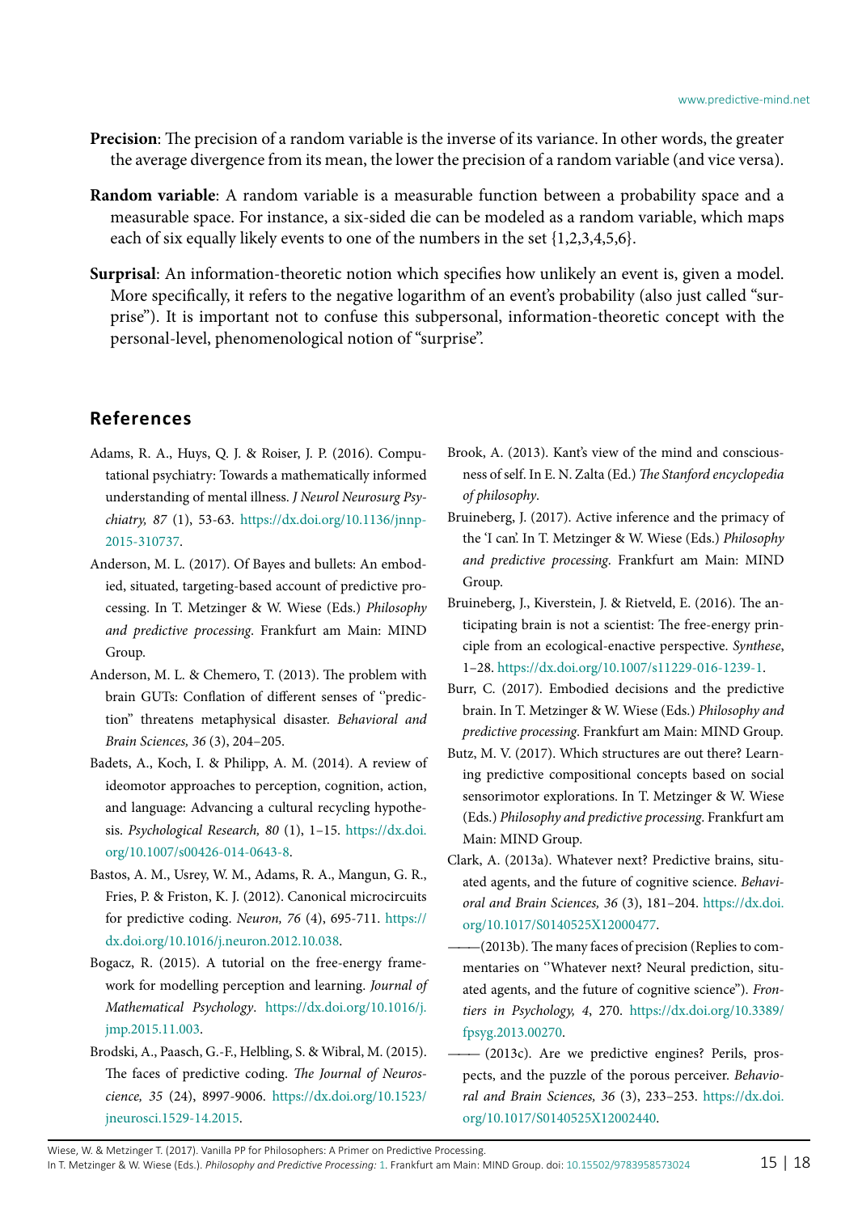**Precision**: The precision of a random variable is the inverse of its variance. In other words, the greater the average divergence from its mean, the lower the precision of a random variable (and vice versa).

**Random variable**: A random variable is a measurable function between a probability space and a measurable space. For instance, a six-sided die can be modeled as a random variable, which maps each of six equally likely events to one of the numbers in the set {1,2,3,4,5,6}.

**Surprisal**: An information-theoretic notion which specifies how unlikely an event is, given a model. More specifically, it refers to the negative logarithm of an event's probability (also just called "surprise"). It is important not to confuse this subpersonal, information-theoretic concept with the personal-level, phenomenological notion of "surprise".

## References

Adams, R. A., Huys, Q. J. & Roiser, J. P. (2016). Computational psychiatry: Towards a mathematically informed understanding of mental illness. *J Neurol Neurosurg Psychiatry, 87* (1), 53-63. https://dx.doi.org/10.1136/jnnp-2015-310737.

Anderson, M. L. (2017). Of Bayes and bullets: An embodied, situated, targeting-based account of predictive processing. In T. Metzinger & W. Wiese (Eds.) *Philosophy and predictive processing*. Frankfurt am Main: MIND Group.

Anderson, M. L. & Chemero, T. (2013). The problem with brain GUTs: Conflation of different senses of "prediction" threatens metaphysical disaster. *Behavioral and Brain Sciences, 36* (3), 204–205.

Badets, A., Koch, I. & Philipp, A. M. (2014). A review of ideomotor approaches to perception, cognition, action, and language: Advancing a cultural recycling hypothesis. *Psychological Research, 80* (1), 1–15. https://dx.doi.org/10.1007/s00426-014-0643-8.

Bastos, A. M., Usrey, W. M., Adams, R. A., Mangun, G. R., Fries, P. & Friston, K. J. (2012). Canonical microcircuits for predictive coding. *Neuron, 76* (4), 695-711. https://dx.doi.org/10.1016/j.neuron.2012.10.038.

Bogacz, R. (2015). A tutorial on the free-energy framework for modelling perception and learning. *Journal of Mathematical Psychology*. https://dx.doi.org/10.1016/j.jmp.2015.11.003.

Brodski, A., Paasch, G.-F., Helbling, S. & Wibral, M. (2015). The faces of predictive coding. *The Journal of Neuroscience, 35* (24), 8997-9006. https://dx.doi.org/10.1523/jneurosci.1529-14.2015.

Brook, A. (2013). Kant's view of the mind and consciousness of self. In E. N. Zalta (Ed.) *The Stanford encyclopedia of philosophy*.

Bruineberg, J. (2017). Active inference and the primacy of the 'I can'. In T. Metzinger & W. Wiese (Eds.) *Philosophy and predictive processing*. Frankfurt am Main: MIND Group.

Bruineberg, J., Kiverstein, J. & Rietveld, E. (2016). The anticipating brain is not a scientist: The free-energy principle from an ecological-enactive perspective. *Synthese*, 1–28. https://dx.doi.org/10.1007/s11229-016-1239-1.

Burr, C. (2017). Embodied decisions and the predictive brain. In T. Metzinger & W. Wiese (Eds.) *Philosophy and predictive processing*. Frankfurt am Main: MIND Group.

Butz, M. V. (2017). Which structures are out there? Learning predictive compositional concepts based on social sensorimotor explorations. In T. Metzinger & W. Wiese (Eds.) *Philosophy and predictive processing*. Frankfurt am Main: MIND Group.

Clark, A. (2013a). Whatever next? Predictive brains, situated agents, and the future of cognitive science. *Behavioral and Brain Sciences, 36* (3), 181–204. https://dx.doi.org/10.1017/S0140525X12000477.

——(2013b). The many faces of precision (Replies to commentaries on "Whatever next? Neural prediction, situated agents, and the future of cognitive science"). *Frontiers in Psychology, 4*, 270. https://dx.doi.org/10.3389/fpsyg.2013.00270.

—— (2013c). Are we predictive engines? Perils, prospects, and the puzzle of the porous perceiver. *Behavioral and Brain Sciences, 36* (3), 233–253. https://dx.doi.org/10.1017/S0140525X12002440.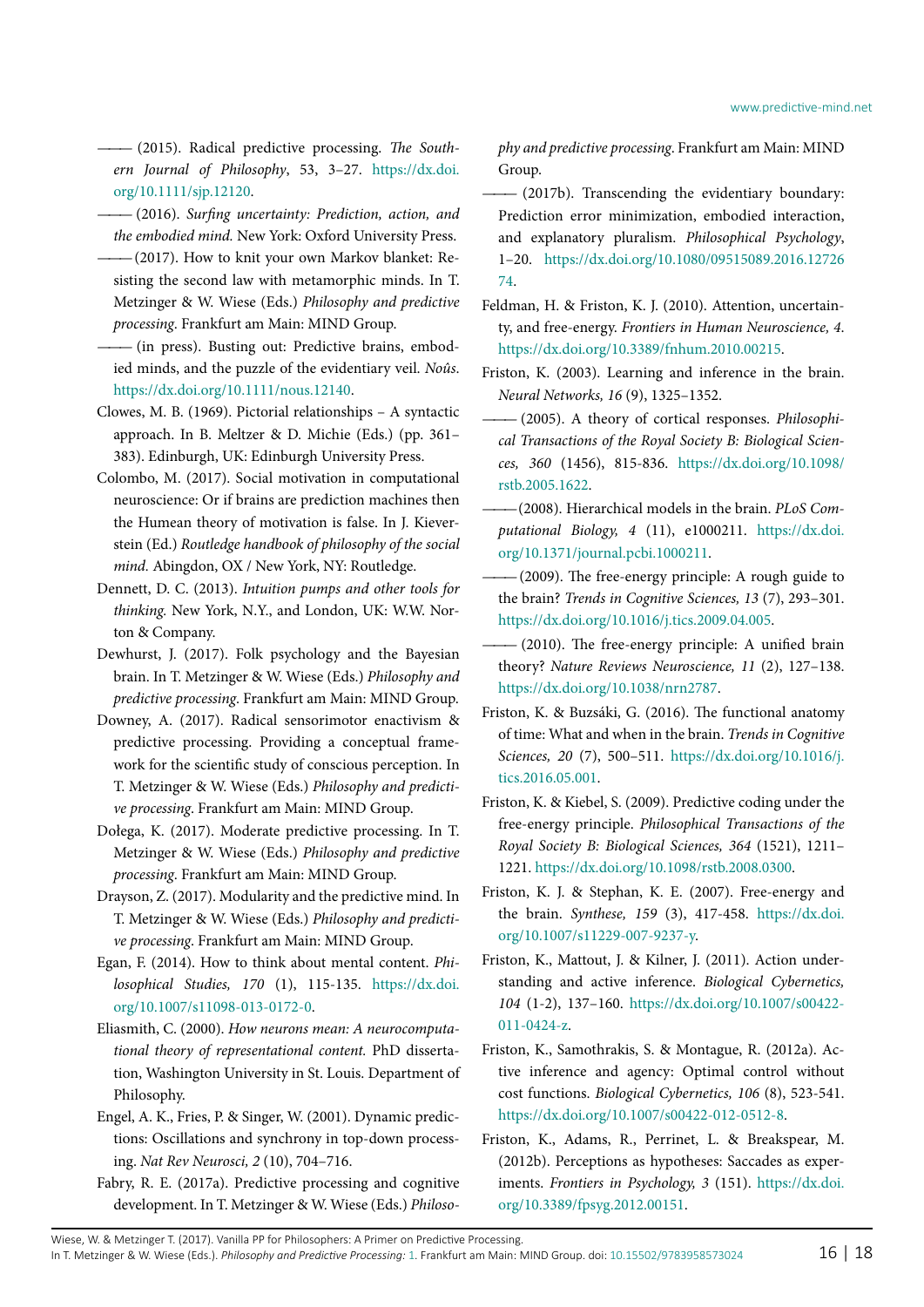——— (2015). Radical predictive processing. *The Southern Journal of Philosophy*, 53, 3–27. https://dx.doi.org/10.1111/sjp.12120.

——— (2016). *Surfing uncertainty: Prediction, action, and the embodied mind.* New York: Oxford University Press.

———(2017). How to knit your own Markov blanket: Resisting the second law with metamorphic minds. In T. Metzinger & W. Wiese (Eds.) *Philosophy and predictive processing*. Frankfurt am Main: MIND Group.

——— (in press). Busting out: Predictive brains, embodied minds, and the puzzle of the evidentiary veil. *Noûs*. https://dx.doi.org/10.1111/nous.12140.

Clowes, M. B. (1969). Pictorial relationships – A syntactic approach. In B. Meltzer & D. Michie (Eds.) (pp. 361–383). Edinburgh, UK: Edinburgh University Press.

Colombo, M. (2017). Social motivation in computational neuroscience: Or if brains are prediction machines then the Humean theory of motivation is false. In J. Kiverstein (Ed.) *Routledge handbook of philosophy of the social mind.* Abingdon, OX / New York, NY: Routledge.

Dennett, D. C. (2013). *Intuition pumps and other tools for thinking.* New York, N.Y., and London, UK: W.W. Norton & Company.

Dewhurst, J. (2017). Folk psychology and the Bayesian brain. In T. Metzinger & W. Wiese (Eds.) *Philosophy and predictive processing*. Frankfurt am Main: MIND Group.

Downey, A. (2017). Radical sensorimotor enactivism & predictive processing. Providing a conceptual framework for the scientific study of conscious perception. In T. Metzinger & W. Wiese (Eds.) *Philosophy and predictive processing*. Frankfurt am Main: MIND Group.

Dołega, K. (2017). Moderate predictive processing. In T. Metzinger & W. Wiese (Eds.) *Philosophy and predictive processing.* Frankfurt am Main: MIND Group.

Drayson, Z. (2017). Modularity and the predictive mind. In T. Metzinger & W. Wiese (Eds.) *Philosophy and predictive processing*. Frankfurt am Main: MIND Group.

Egan, F. (2014). How to think about mental content. *Philosophical Studies, 170* (1), 115-135. https://dx.doi.org/10.1007/s11098-013-0172-0.

Eliasmith, C. (2000). *How neurons mean: A neurocomputational theory of representational content.* PhD dissertation, Washington University in St. Louis. Department of Philosophy.

Engel, A. K., Fries, P. & Singer, W. (2001). Dynamic predictions: Oscillations and synchrony in top-down processing. *Nat Rev Neurosci, 2* (10), 704–716.

Fabry, R. E. (2017a). Predictive processing and cognitive development. In T. Metzinger & W. Wiese (Eds.) *Philosophy and predictive processing*. Frankfurt am Main: MIND Group.

——— (2017b). Transcending the evidentiary boundary: Prediction error minimization, embodied interaction, and explanatory pluralism. *Philosophical Psychology*, 1–20. https://dx.doi.org/10.1080/09515089.2016.1272674.

Feldman, H. & Friston, K. J. (2010). Attention, uncertainty, and free-energy. *Frontiers in Human Neuroscience, 4*. https://dx.doi.org/10.3389/fnhum.2010.00215.

Friston, K. (2003). Learning and inference in the brain. *Neural Networks, 16* (9), 1325–1352.

——— (2005). A theory of cortical responses. *Philosophical Transactions of the Royal Society B: Biological Sciences, 360* (1456), 815-836. https://dx.doi.org/10.1098/rstb.2005.1622.

———(2008). Hierarchical models in the brain. *PLoS Computational Biology, 4* (11), e1000211. https://dx.doi.org/10.1371/journal.pcbi.1000211.

——— (2009). The free-energy principle: A rough guide to the brain? *Trends in Cognitive Sciences, 13* (7), 293–301. https://dx.doi.org/10.1016/j.tics.2009.04.005.

——— (2010). The free-energy principle: A unified brain theory? *Nature Reviews Neuroscience, 11* (2), 127–138. https://dx.doi.org/10.1038/nrn2787.

Friston, K. & Buzsáki, G. (2016). The functional anatomy of time: What and when in the brain. *Trends in Cognitive Sciences, 20* (7), 500–511. https://dx.doi.org/10.1016/j.tics.2016.05.001.

Friston, K. & Kiebel, S. (2009). Predictive coding under the free-energy principle. *Philosophical Transactions of the Royal Society B: Biological Sciences, 364* (1521), 1211–1221. https://dx.doi.org/10.1098/rstb.2008.0300.

Friston, K. J. & Stephan, K. E. (2007). Free-energy and the brain. *Synthese, 159* (3), 417-458. https://dx.doi.org/10.1007/s11229-007-9237-y.

Friston, K., Mattout, J. & Kilner, J. (2011). Action understanding and active inference. *Biological Cybernetics, 104* (1-2), 137–160. https://dx.doi.org/10.1007/s00422-011-0424-z.

Friston, K., Samothrakis, S. & Montague, R. (2012a). Active inference and agency: Optimal control without cost functions. *Biological Cybernetics, 106* (8), 523-541. https://dx.doi.org/10.1007/s00422-012-0512-8.

Friston, K., Adams, R., Perrinet, L. & Breakspear, M. (2012b). Perceptions as hypotheses: Saccades as experiments. *Frontiers in Psychology, 3* (151). https://dx.doi.org/10.3389/fpsyg.2012.00151.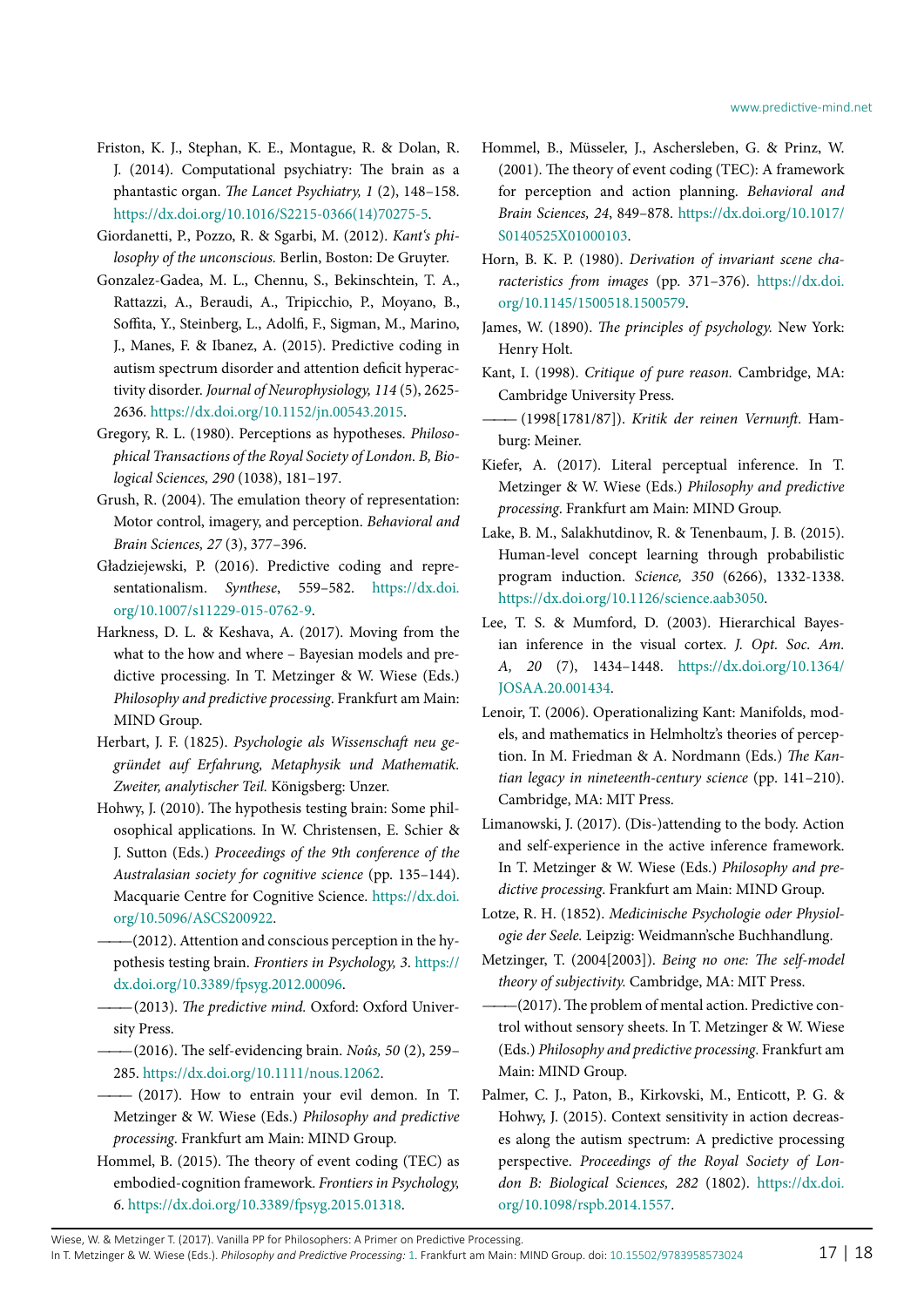Friston, K. J., Stephan, K. E., Montague, R. & Dolan, R. J. (2014). Computational psychiatry: The brain as a phantastic organ. *The Lancet Psychiatry, 1* (2), 148–158. https://dx.doi.org/10.1016/S2215-0366(14)70275-5.

Giordanetti, P., Pozzo, R. & Sgarbi, M. (2012). *Kant's philosophy of the unconscious.* Berlin, Boston: De Gruyter.

Gonzalez-Gadea, M. L., Chennu, S., Bekinschtein, T. A., Rattazzi, A., Beraudi, A., Tripicchio, P., Moyano, B., Soffita, Y., Steinberg, L., Adolfi, F., Sigman, M., Marino, J., Manes, F. & Ibanez, A. (2015). Predictive coding in autism spectrum disorder and attention deficit hyperactivity disorder. *Journal of Neurophysiology, 114* (5), 2625-2636. https://dx.doi.org/10.1152/jn.00543.2015.

Gregory, R. L. (1980). Perceptions as hypotheses. *Philosophical Transactions of the Royal Society of London. B, Biological Sciences, 290* (1038), 181–197.

Grush, R. (2004). The emulation theory of representation: Motor control, imagery, and perception. *Behavioral and Brain Sciences, 27* (3), 377–396.

Gładziejewski, P. (2016). Predictive coding and representationalism. *Synthese*, 559–582. https://dx.doi.org/10.1007/s11229-015-0762-9.

Harkness, D. L. & Keshava, A. (2017). Moving from the what to the how and where – Bayesian models and predictive processing. In T. Metzinger & W. Wiese (Eds.) *Philosophy and predictive processing*. Frankfurt am Main: MIND Group.

Herbart, J. F. (1825). *Psychologie als Wissenschaft neu gegründet auf Erfahrung, Metaphysik und Mathematik. Zweiter, analytischer Teil.* Königsberg: Unzer.

Hohwy, J. (2010). The hypothesis testing brain: Some philosophical applications. In W. Christensen, E. Schier & J. Sutton (Eds.) *Proceedings of the 9th conference of the Australasian society for cognitive science* (pp. 135–144). Macquarie Centre for Cognitive Science. https://dx.doi.org/10.5096/ASCS200922.

———(2012). Attention and conscious perception in the hypothesis testing brain. *Frontiers in Psychology, 3*. https://dx.doi.org/10.3389/fpsyg.2012.00096.

———(2013). *The predictive mind.* Oxford: Oxford University Press.

———(2016). The self-evidencing brain. *Noûs, 50* (2), 259–285. https://dx.doi.org/10.1111/nous.12062.

——— (2017). How to entrain your evil demon. In T. Metzinger & W. Wiese (Eds.) *Philosophy and predictive processing*. Frankfurt am Main: MIND Group.

Hommel, B. (2015). The theory of event coding (TEC) as embodied-cognition framework. *Frontiers in Psychology, 6*. https://dx.doi.org/10.3389/fpsyg.2015.01318.

Hommel, B., Müsseler, J., Aschersleben, G. & Prinz, W. (2001). The theory of event coding (TEC): A framework for perception and action planning. *Behavioral and Brain Sciences, 24*, 849–878. https://dx.doi.org/10.1017/S0140525X01000103.

Horn, B. K. P. (1980). *Derivation of invariant scene characteristics from images* (pp. 371–376). https://dx.doi.org/10.1145/1500518.1500579.

James, W. (1890). *The principles of psychology.* New York: Henry Holt.

Kant, I. (1998). *Critique of pure reason.* Cambridge, MA: Cambridge University Press.

——— (1998[1781/87]). *Kritik der reinen Vernunft.* Hamburg: Meiner.

Kiefer, A. (2017). Literal perceptual inference. In T. Metzinger & W. Wiese (Eds.) *Philosophy and predictive processing*. Frankfurt am Main: MIND Group.

Lake, B. M., Salakhutdinov, R. & Tenenbaum, J. B. (2015). Human-level concept learning through probabilistic program induction. *Science, 350* (6266), 1332-1338. https://dx.doi.org/10.1126/science.aab3050.

Lee, T. S. & Mumford, D. (2003). Hierarchical Bayesian inference in the visual cortex. *J. Opt. Soc. Am. A, 20* (7), 1434–1448. https://dx.doi.org/10.1364/JOSAA.20.001434.

Lenoir, T. (2006). Operationalizing Kant: Manifolds, models, and mathematics in Helmholtz's theories of perception. In M. Friedman & A. Nordmann (Eds.) *The Kantian legacy in nineteenth-century science* (pp. 141–210). Cambridge, MA: MIT Press.

Limanowski, J. (2017). (Dis-)attending to the body. Action and self-experience in the active inference framework. In T. Metzinger & W. Wiese (Eds.) *Philosophy and predictive processing*. Frankfurt am Main: MIND Group.

Lotze, R. H. (1852). *Medicinische Psychologie oder Physiologie der Seele.* Leipzig: Weidmann'sche Buchhandlung.

Metzinger, T. (2004[2003]). *Being no one: The self-model theory of subjectivity.* Cambridge, MA: MIT Press.

———(2017). The problem of mental action. Predictive control without sensory sheets. In T. Metzinger & W. Wiese (Eds.) *Philosophy and predictive processing*. Frankfurt am Main: MIND Group.

Palmer, C. J., Paton, B., Kirkovski, M., Enticott, P. G. & Hohwy, J. (2015). Context sensitivity in action decreases along the autism spectrum: A predictive processing perspective. *Proceedings of the Royal Society of London B: Biological Sciences, 282* (1802). https://dx.doi.org/10.1098/rspb.2014.1557.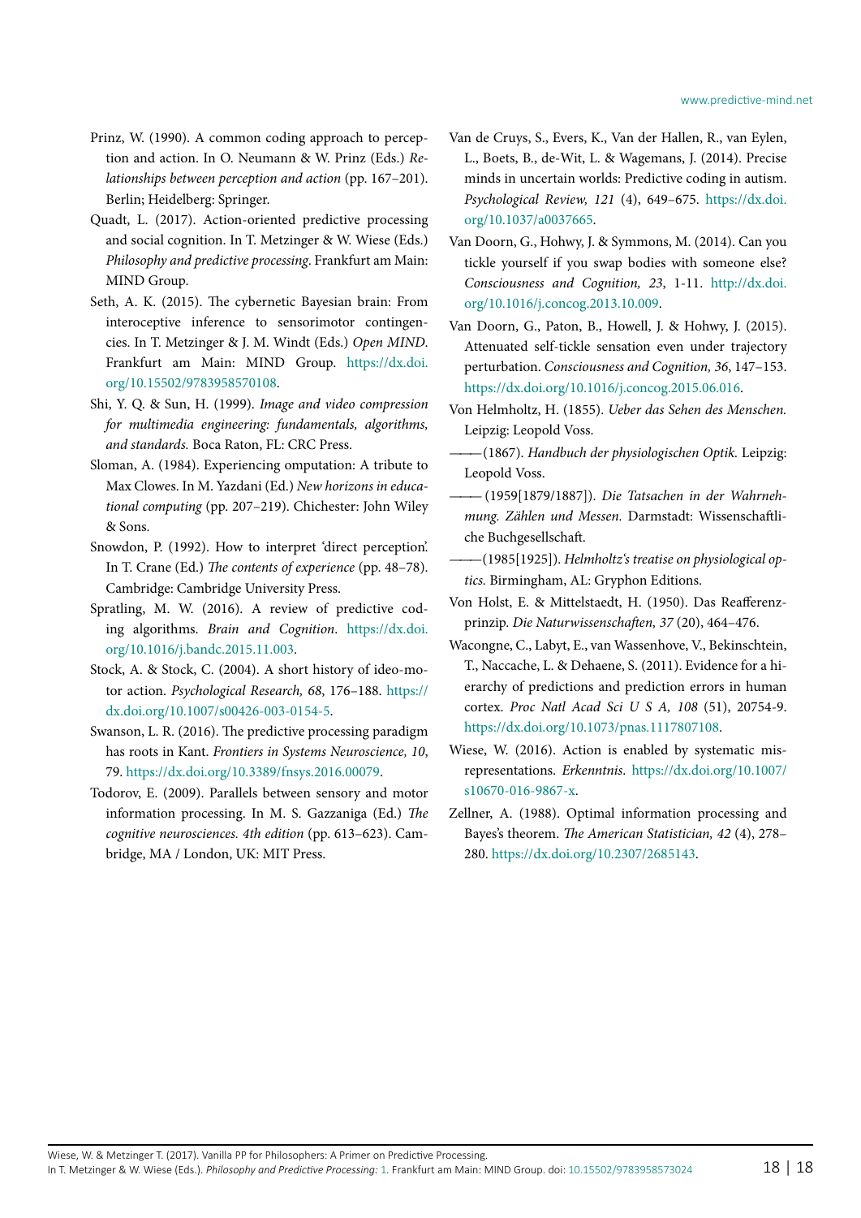Prinz, W. (1990). A common coding approach to perception and action. In O. Neumann & W. Prinz (Eds.) *Relationships between perception and action* (pp. 167–201). Berlin; Heidelberg: Springer.

Quadt, L. (2017). Action-oriented predictive processing and social cognition. In T. Metzinger & W. Wiese (Eds.) *Philosophy and predictive processing*. Frankfurt am Main: MIND Group.

Seth, A. K. (2015). The cybernetic Bayesian brain: From interoceptive inference to sensorimotor contingencies. In T. Metzinger & J. M. Windt (Eds.) *Open MIND*. Frankfurt am Main: MIND Group. https://dx.doi.org/10.15502/9783958570108.

Shi, Y. Q. & Sun, H. (1999). *Image and video compression for multimedia engineering: fundamentals, algorithms, and standards.* Boca Raton, FL: CRC Press.

Sloman, A. (1984). Experiencing omputation: A tribute to Max Clowes. In M. Yazdani (Ed.) *New horizons in educational computing* (pp. 207–219). Chichester: John Wiley & Sons.

Snowdon, P. (1992). How to interpret 'direct perception'. In T. Crane (Ed.) *The contents of experience* (pp. 48–78). Cambridge: Cambridge University Press.

Spratling, M. W. (2016). A review of predictive coding algorithms. *Brain and Cognition*. https://dx.doi.org/10.1016/j.bandc.2015.11.003.

Stock, A. & Stock, C. (2004). A short history of ideo-motor action. *Psychological Research, 68*, 176–188. https://dx.doi.org/10.1007/s00426-003-0154-5.

Swanson, L. R. (2016). The predictive processing paradigm has roots in Kant. *Frontiers in Systems Neuroscience, 10*, 79. https://dx.doi.org/10.3389/fnsys.2016.00079.

Todorov, E. (2009). Parallels between sensory and motor information processing. In M. S. Gazzaniga (Ed.) *The cognitive neurosciences. 4th edition* (pp. 613–623). Cambridge, MA / London, UK: MIT Press.

Van de Cruys, S., Evers, K., Van der Hallen, R., van Eylen, L., Boets, B., de-Wit, L. & Wagemans, J. (2014). Precise minds in uncertain worlds: Predictive coding in autism. *Psychological Review, 121* (4), 649–675. https://dx.doi.org/10.1037/a0037665.

Van Doorn, G., Hohwy, J. & Symmons, M. (2014). Can you tickle yourself if you swap bodies with someone else? *Consciousness and Cognition, 23*, 1-11. http://dx.doi.org/10.1016/j.concog.2013.10.009.

Van Doorn, G., Paton, B., Howell, J. & Hohwy, J. (2015). Attenuated self-tickle sensation even under trajectory perturbation. *Consciousness and Cognition, 36*, 147–153. https://dx.doi.org/10.1016/j.concog.2015.06.016.

Von Helmholtz, H. (1855). *Ueber das Sehen des Menschen.* Leipzig: Leopold Voss.

——— (1867). *Handbuch der physiologischen Optik.* Leipzig: Leopold Voss.

——— (1959[1879/1887]). *Die Tatsachen in der Wahrnehmung. Zählen und Messen.* Darmstadt: Wissenschaftliche Buchgesellschaft.

——— (1985[1925]). *Helmholtz's treatise on physiological optics.* Birmingham, AL: Gryphon Editions.

Von Holst, E. & Mittelstaedt, H. (1950). Das Reafferenzprinzip. *Die Naturwissenschaften, 37* (20), 464–476.

Wacongne, C., Labyt, E., van Wassenhove, V., Bekinschtein, T., Naccache, L. & Dehaene, S. (2011). Evidence for a hierarchy of predictions and prediction errors in human cortex. *Proc Natl Acad Sci U S A, 108* (51), 20754-9. https://dx.doi.org/10.1073/pnas.1117807108.

Wiese, W. (2016). Action is enabled by systematic misrepresentations. *Erkenntnis*. https://dx.doi.org/10.1007/s10670-016-9867-x.

Zellner, A. (1988). Optimal information processing and Bayes's theorem. *The American Statistician, 42* (4), 278–280. https://dx.doi.org/10.2307/2685143.